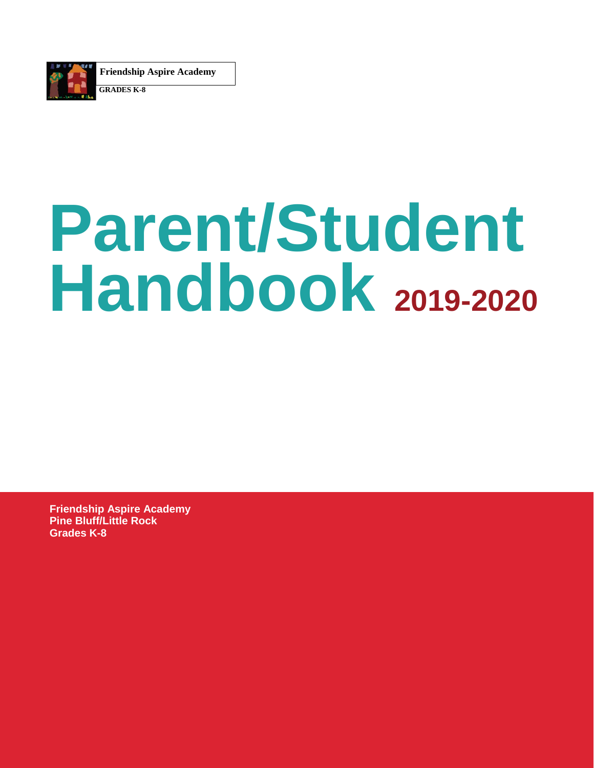**Friendship Aspire Academy**

**GRADES K-8**

# Parent/Student Handbook 2019-2020

**Friendship Aspire Academy**
**Pine Bluff/Little Rock**
**Grades K-8**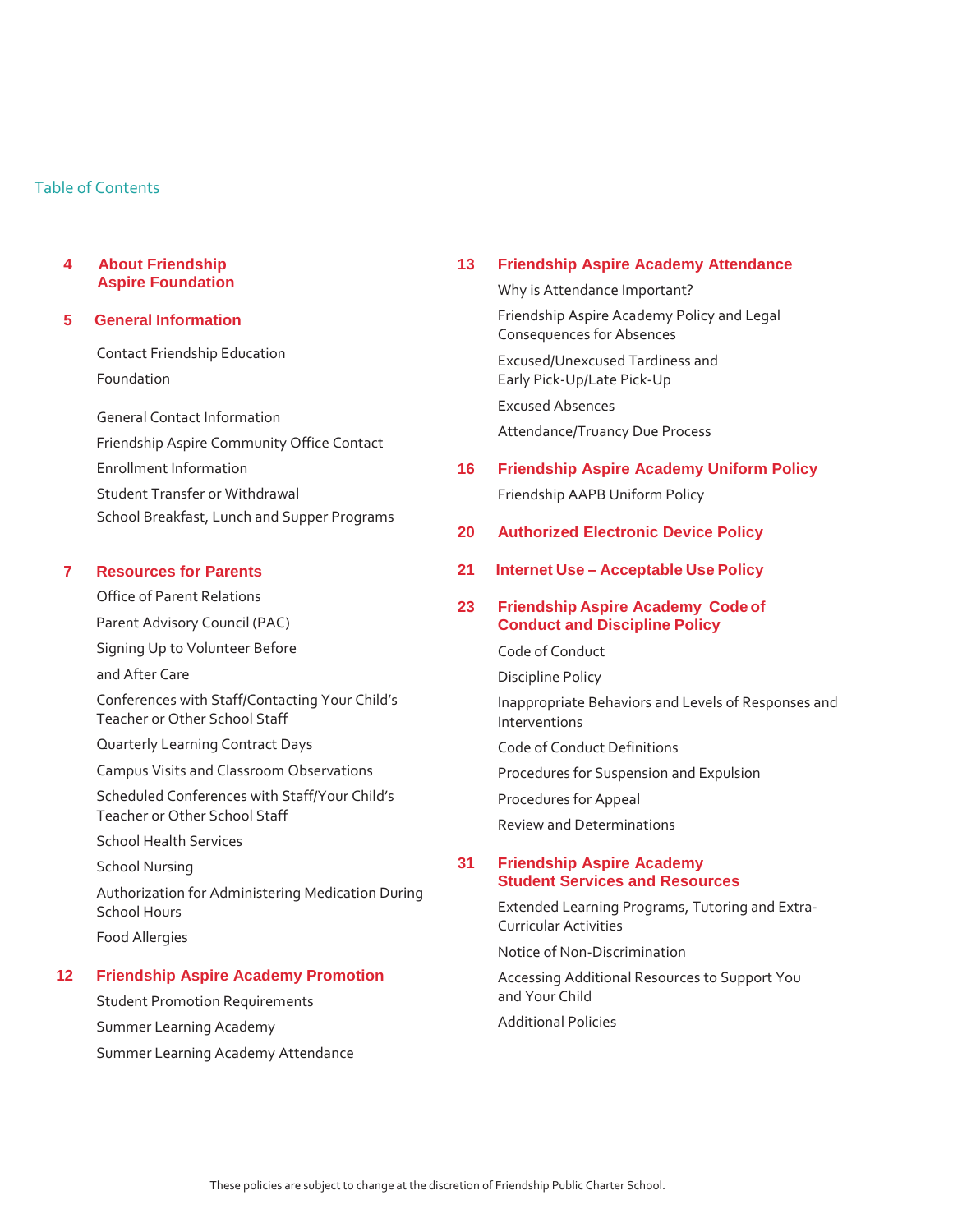## Table of Contents

**4 About Friendship Aspire Foundation**

**5 General Information**

- Contact Friendship Education Foundation
- General Contact Information
- Friendship Aspire Community Office Contact
- Enrollment Information
- Student Transfer or Withdrawal
- School Breakfast, Lunch and Supper Programs

**7 Resources for Parents**

- Office of Parent Relations
- Parent Advisory Council (PAC)
- Signing Up to Volunteer Before and After Care
- Conferences with Staff/Contacting Your Child's Teacher or Other School Staff
- Quarterly Learning Contract Days
- Campus Visits and Classroom Observations
- Scheduled Conferences with Staff/Your Child's Teacher or Other School Staff
- School Health Services
- School Nursing
- Authorization for Administering Medication During School Hours
- Food Allergies

**12 Friendship Aspire Academy Promotion**

- Student Promotion Requirements
- Summer Learning Academy
- Summer Learning Academy Attendance

**13 Friendship Aspire Academy Attendance**

- Why is Attendance Important?
- Friendship Aspire Academy Policy and Legal Consequences for Absences
- Excused/Unexcused Tardiness and Early Pick-Up/Late Pick-Up
- Excused Absences
- Attendance/Truancy Due Process

**16 Friendship Aspire Academy Uniform Policy**

- Friendship AAPB Uniform Policy

**20 Authorized Electronic Device Policy**

**21 Internet Use – Acceptable Use Policy**

**23 Friendship Aspire Academy Code of Conduct and Discipline Policy**

- Code of Conduct
- Discipline Policy
- Inappropriate Behaviors and Levels of Responses and Interventions
- Code of Conduct Definitions
- Procedures for Suspension and Expulsion
- Procedures for Appeal
- Review and Determinations

**31 Friendship Aspire Academy Student Services and Resources**

- Extended Learning Programs, Tutoring and Extra-Curricular Activities
- Notice of Non-Discrimination
- Accessing Additional Resources to Support You and Your Child
- Additional Policies

These policies are subject to change at the discretion of Friendship Public Charter School.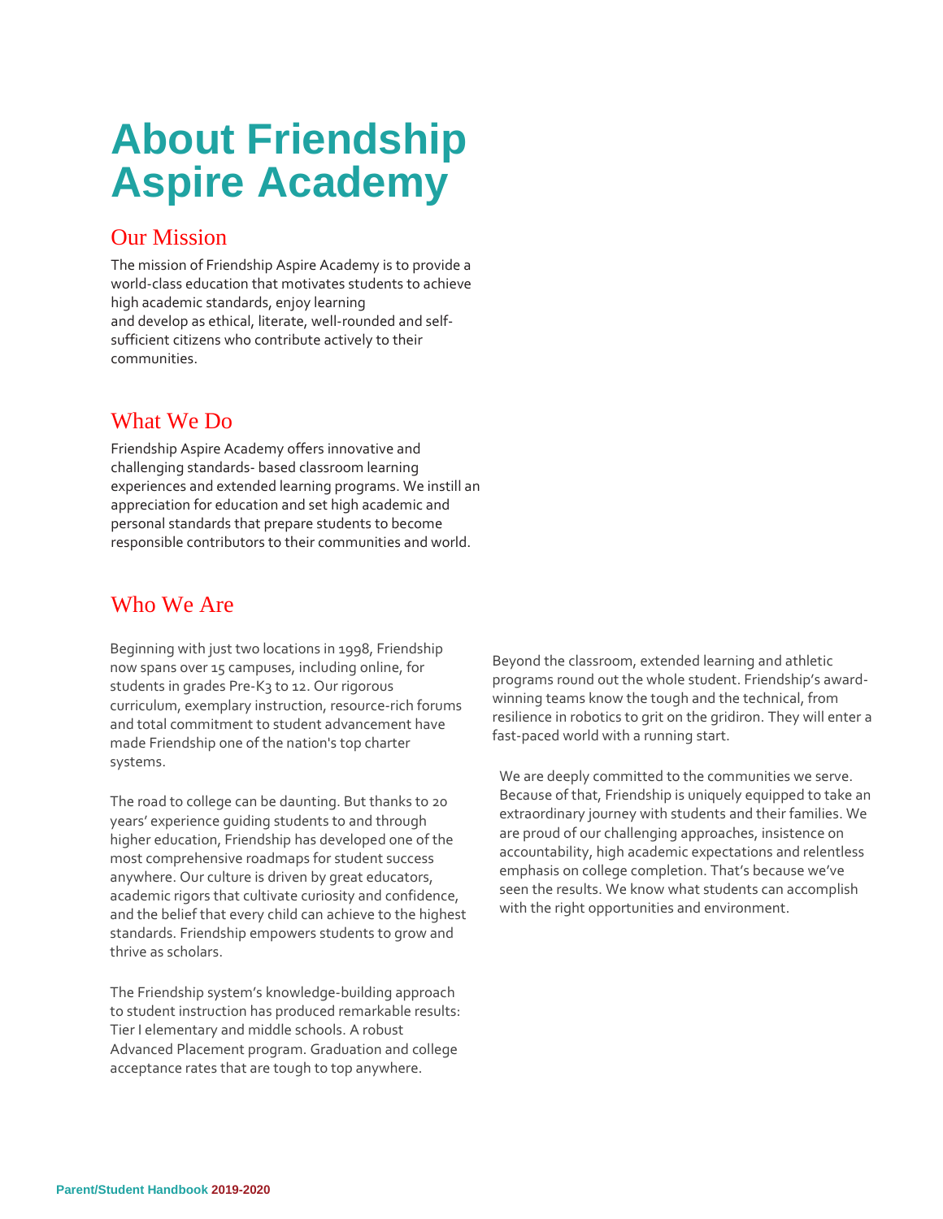# About Friendship Aspire Academy

## Our Mission

The mission of Friendship Aspire Academy is to provide a world-class education that motivates students to achieve high academic standards, enjoy learning and develop as ethical, literate, well-rounded and self-sufficient citizens who contribute actively to their communities.

## What We Do

Friendship Aspire Academy offers innovative and challenging standards- based classroom learning experiences and extended learning programs. We instill an appreciation for education and set high academic and personal standards that prepare students to become responsible contributors to their communities and world.

## Who We Are

Beginning with just two locations in 1998, Friendship now spans over 15 campuses, including online, for students in grades Pre-K3 to 12. Our rigorous curriculum, exemplary instruction, resource-rich forums and total commitment to student advancement have made Friendship one of the nation's top charter systems.

The road to college can be daunting. But thanks to 20 years' experience guiding students to and through higher education, Friendship has developed one of the most comprehensive roadmaps for student success anywhere. Our culture is driven by great educators, academic rigors that cultivate curiosity and confidence, and the belief that every child can achieve to the highest standards. Friendship empowers students to grow and thrive as scholars.

The Friendship system's knowledge-building approach to student instruction has produced remarkable results: Tier I elementary and middle schools. A robust Advanced Placement program. Graduation and college acceptance rates that are tough to top anywhere.

Beyond the classroom, extended learning and athletic programs round out the whole student. Friendship's award-winning teams know the tough and the technical, from resilience in robotics to grit on the gridiron. They will enter a fast-paced world with a running start.

We are deeply committed to the communities we serve. Because of that, Friendship is uniquely equipped to take an extraordinary journey with students and their families. We are proud of our challenging approaches, insistence on accountability, high academic expectations and relentless emphasis on college completion. That's because we've seen the results. We know what students can accomplish with the right opportunities and environment.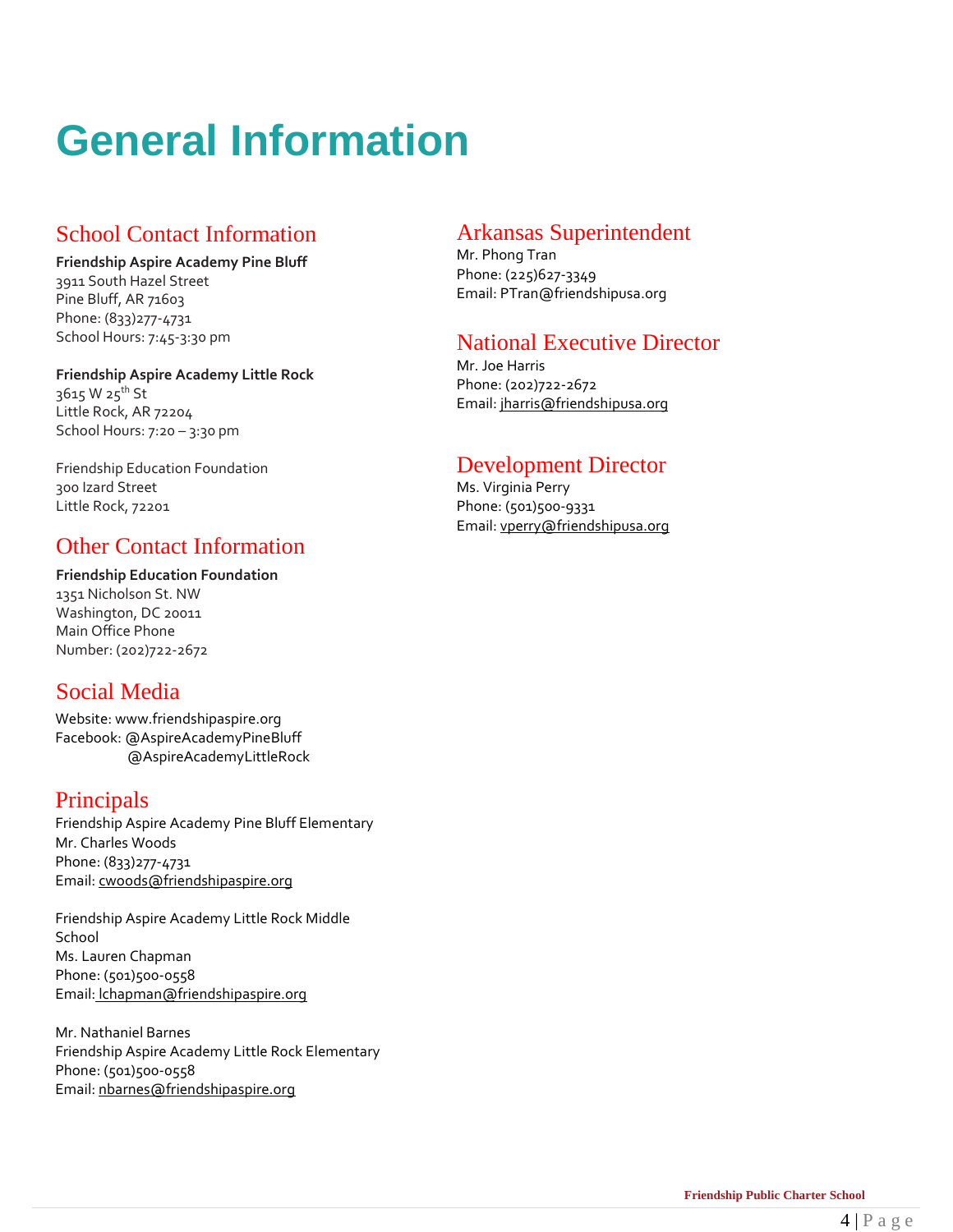# General Information

## School Contact Information

**Friendship Aspire Academy Pine Bluff**
3911 South Hazel Street
Pine Bluff, AR 71603
Phone: (833)277-4731
School Hours: 7:45-3:30 pm

**Friendship Aspire Academy Little Rock**
3615 W 25th St
Little Rock, AR 72204
School Hours: 7:20 – 3:30 pm

Friendship Education Foundation
300 Izard Street
Little Rock, 72201

## Other Contact Information

**Friendship Education Foundation**
1351 Nicholson St. NW
Washington, DC 20011
Main Office Phone
Number: (202)722-2672

## Social Media

Website: www.friendshipaspire.org
Facebook: @AspireAcademyPineBluff
@AspireAcademyLittleRock

## Principals

Friendship Aspire Academy Pine Bluff Elementary
Mr. Charles Woods
Phone: (833)277-4731
Email: cwoods@friendshipaspire.org

Friendship Aspire Academy Little Rock Middle School
Ms. Lauren Chapman
Phone: (501)500-0558
Email: lchapman@friendshipaspire.org

Mr. Nathaniel Barnes
Friendship Aspire Academy Little Rock Elementary
Phone: (501)500-0558
Email: nbarnes@friendshipaspire.org

## Arkansas Superintendent

Mr. Phong Tran
Phone: (225)627-3349
Email: PTran@friendshipusa.org

## National Executive Director

Mr. Joe Harris
Phone: (202)722-2672
Email: jharris@friendshipusa.org

## Development Director

Ms. Virginia Perry
Phone: (501)500-9331
Email: vperry@friendshipusa.org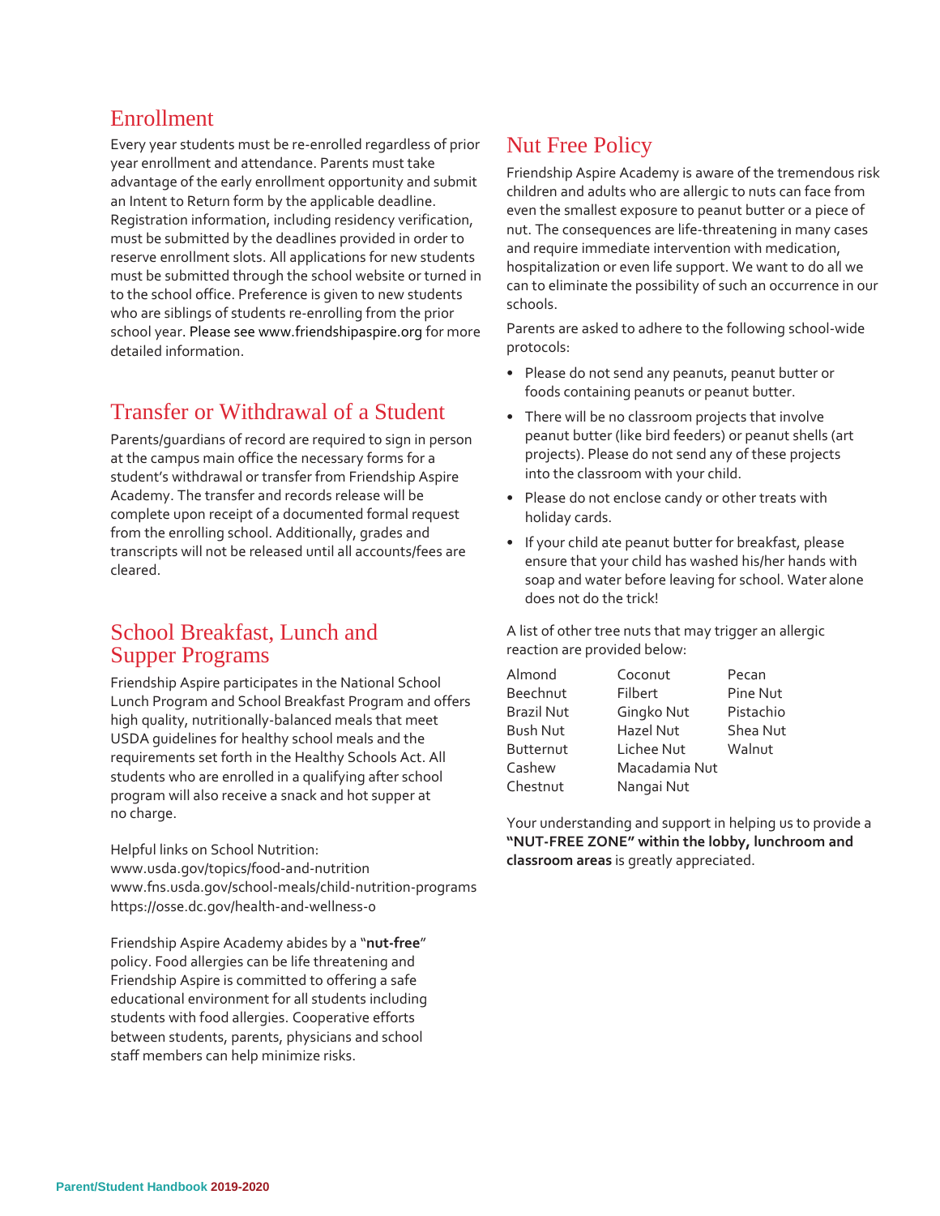## Enrollment

Every year students must be re-enrolled regardless of prior year enrollment and attendance. Parents must take advantage of the early enrollment opportunity and submit an Intent to Return form by the applicable deadline. Registration information, including residency verification, must be submitted by the deadlines provided in order to reserve enrollment slots. All applications for new students must be submitted through the school website or turned in to the school office. Preference is given to new students who are siblings of students re-enrolling from the prior school year. Please see www.friendshipaspire.org for more detailed information.

## Transfer or Withdrawal of a Student

Parents/guardians of record are required to sign in person at the campus main office the necessary forms for a student's withdrawal or transfer from Friendship Aspire Academy. The transfer and records release will be complete upon receipt of a documented formal request from the enrolling school. Additionally, grades and transcripts will not be released until all accounts/fees are cleared.

## School Breakfast, Lunch and Supper Programs

Friendship Aspire participates in the National School Lunch Program and School Breakfast Program and offers high quality, nutritionally-balanced meals that meet USDA guidelines for healthy school meals and the requirements set forth in the Healthy Schools Act. All students who are enrolled in a qualifying after school program will also receive a snack and hot supper at no charge.

Helpful links on School Nutrition:
www.usda.gov/topics/food-and-nutrition
www.fns.usda.gov/school-meals/child-nutrition-programs
https://osse.dc.gov/health-and-wellness-o

Friendship Aspire Academy abides by a "**nut-free**" policy. Food allergies can be life threatening and Friendship Aspire is committed to offering a safe educational environment for all students including students with food allergies. Cooperative efforts between students, parents, physicians and school staff members can help minimize risks.

## Nut Free Policy

Friendship Aspire Academy is aware of the tremendous risk children and adults who are allergic to nuts can face from even the smallest exposure to peanut butter or a piece of nut. The consequences are life-threatening in many cases and require immediate intervention with medication, hospitalization or even life support. We want to do all we can to eliminate the possibility of such an occurrence in our schools.

Parents are asked to adhere to the following school-wide protocols:

- Please do not send any peanuts, peanut butter or foods containing peanuts or peanut butter.
- There will be no classroom projects that involve peanut butter (like bird feeders) or peanut shells (art projects). Please do not send any of these projects into the classroom with your child.
- Please do not enclose candy or other treats with holiday cards.
- If your child ate peanut butter for breakfast, please ensure that your child has washed his/her hands with soap and water before leaving for school. Water alone does not do the trick!

A list of other tree nuts that may trigger an allergic reaction are provided below:

| | | |
|---|---|---|
| Almond | Coconut | Pecan |
| Beechnut | Filbert | Pine Nut |
| Brazil Nut | Gingko Nut | Pistachio |
| Bush Nut | Hazel Nut | Shea Nut |
| Butternut | Lichee Nut | Walnut |
| Cashew | Macadamia Nut | |
| Chestnut | Nangai Nut | |

Your understanding and support in helping us to provide a **"NUT-FREE ZONE" within the lobby, lunchroom and classroom areas** is greatly appreciated.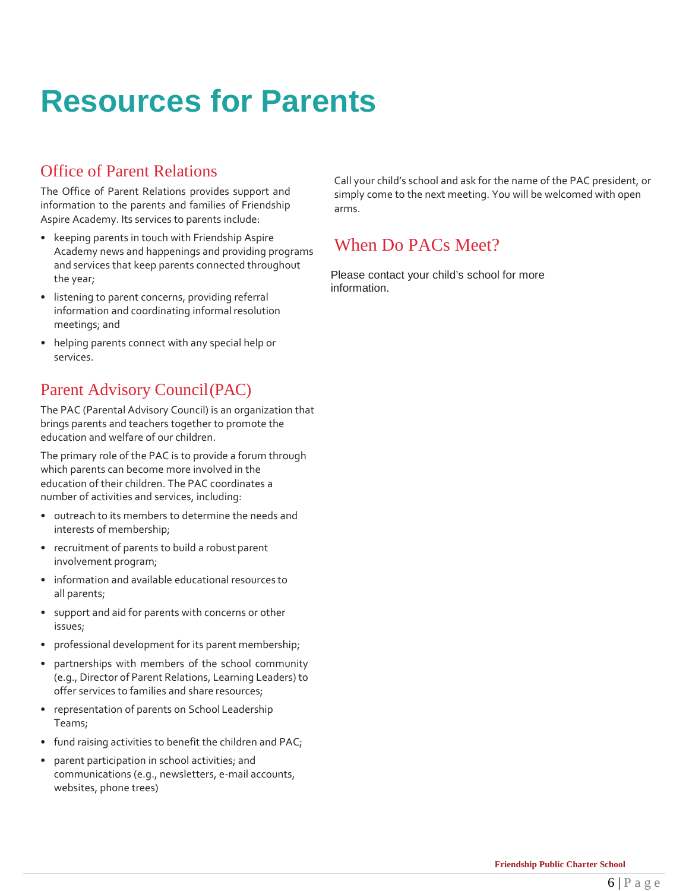# Resources for Parents

## Office of Parent Relations

The Office of Parent Relations provides support and information to the parents and families of Friendship Aspire Academy. Its services to parents include:

- keeping parents in touch with Friendship Aspire Academy news and happenings and providing programs and services that keep parents connected throughout the year;
- listening to parent concerns, providing referral information and coordinating informal resolution meetings; and
- helping parents connect with any special help or services.

## Parent Advisory Council(PAC)

The PAC (Parental Advisory Council) is an organization that brings parents and teachers together to promote the education and welfare of our children.

The primary role of the PAC is to provide a forum through which parents can become more involved in the education of their children. The PAC coordinates a number of activities and services, including:

- outreach to its members to determine the needs and interests of membership;
- recruitment of parents to build a robust parent involvement program;
- information and available educational resources to all parents;
- support and aid for parents with concerns or other issues;
- professional development for its parent membership;
- partnerships with members of the school community (e.g., Director of Parent Relations, Learning Leaders) to offer services to families and share resources;
- representation of parents on School Leadership Teams;
- fund raising activities to benefit the children and PAC;
- parent participation in school activities; and communications (e.g., newsletters, e-mail accounts, websites, phone trees)

Call your child's school and ask for the name of the PAC president, or simply come to the next meeting. You will be welcomed with open arms.

## When Do PACs Meet?

Please contact your child's school for more information.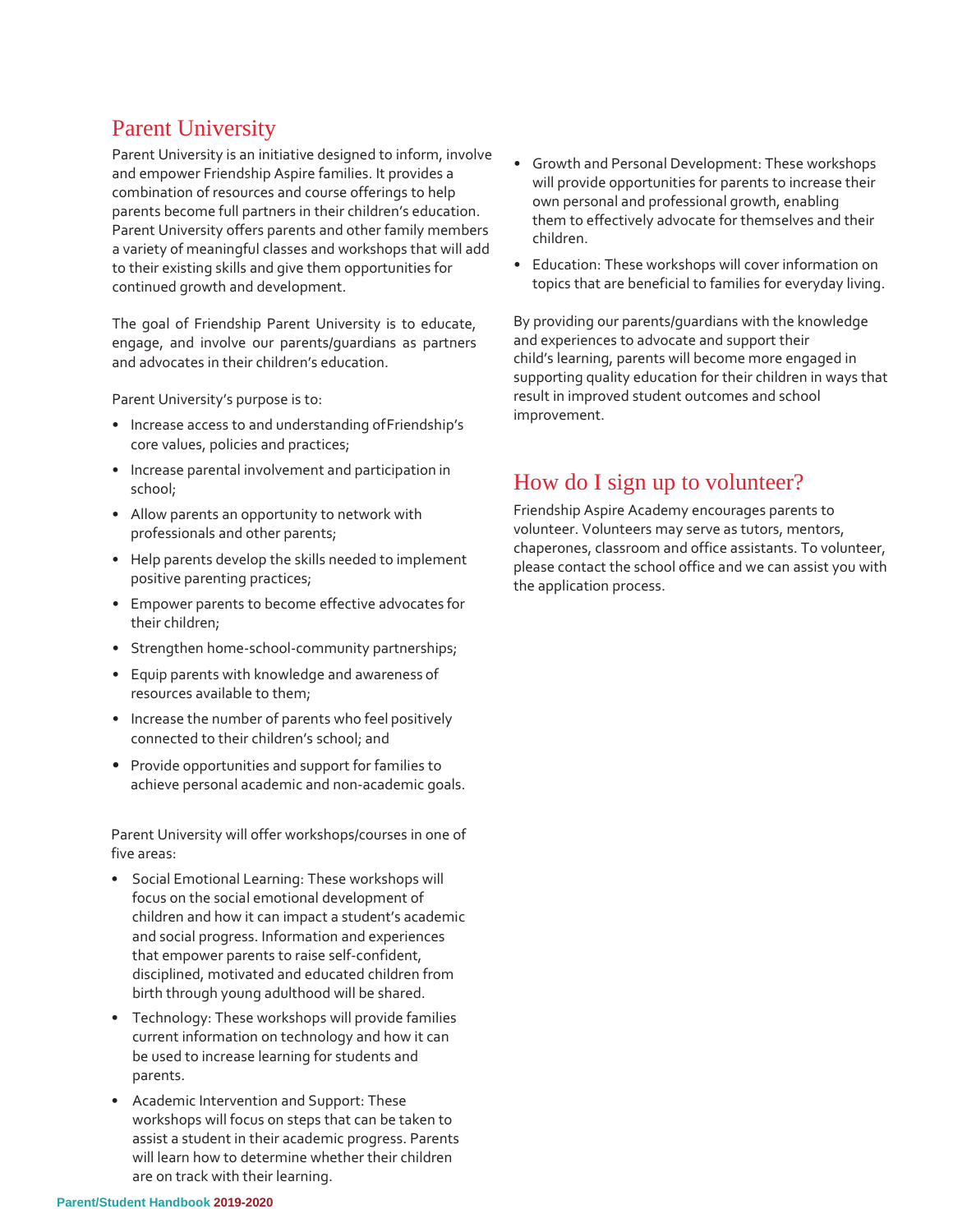## Parent University

Parent University is an initiative designed to inform, involve and empower Friendship Aspire families. It provides a combination of resources and course offerings to help parents become full partners in their children's education. Parent University offers parents and other family members a variety of meaningful classes and workshops that will add to their existing skills and give them opportunities for continued growth and development.

The goal of Friendship Parent University is to educate, engage, and involve our parents/guardians as partners and advocates in their children's education.

Parent University's purpose is to:

- Increase access to and understanding of Friendship's core values, policies and practices;
- Increase parental involvement and participation in school;
- Allow parents an opportunity to network with professionals and other parents;
- Help parents develop the skills needed to implement positive parenting practices;
- Empower parents to become effective advocates for their children;
- Strengthen home-school-community partnerships;
- Equip parents with knowledge and awareness of resources available to them;
- Increase the number of parents who feel positively connected to their children's school; and
- Provide opportunities and support for families to achieve personal academic and non-academic goals.

Parent University will offer workshops/courses in one of five areas:

- Social Emotional Learning: These workshops will focus on the social emotional development of children and how it can impact a student's academic and social progress. Information and experiences that empower parents to raise self-confident, disciplined, motivated and educated children from birth through young adulthood will be shared.
- Technology: These workshops will provide families current information on technology and how it can be used to increase learning for students and parents.
- Academic Intervention and Support: These workshops will focus on steps that can be taken to assist a student in their academic progress. Parents will learn how to determine whether their children are on track with their learning.
- Growth and Personal Development: These workshops will provide opportunities for parents to increase their own personal and professional growth, enabling them to effectively advocate for themselves and their children.
- Education: These workshops will cover information on topics that are beneficial to families for everyday living.

By providing our parents/guardians with the knowledge and experiences to advocate and support their child's learning, parents will become more engaged in supporting quality education for their children in ways that result in improved student outcomes and school improvement.

## How do I sign up to volunteer?

Friendship Aspire Academy encourages parents to volunteer. Volunteers may serve as tutors, mentors, chaperones, classroom and office assistants. To volunteer, please contact the school office and we can assist you with the application process.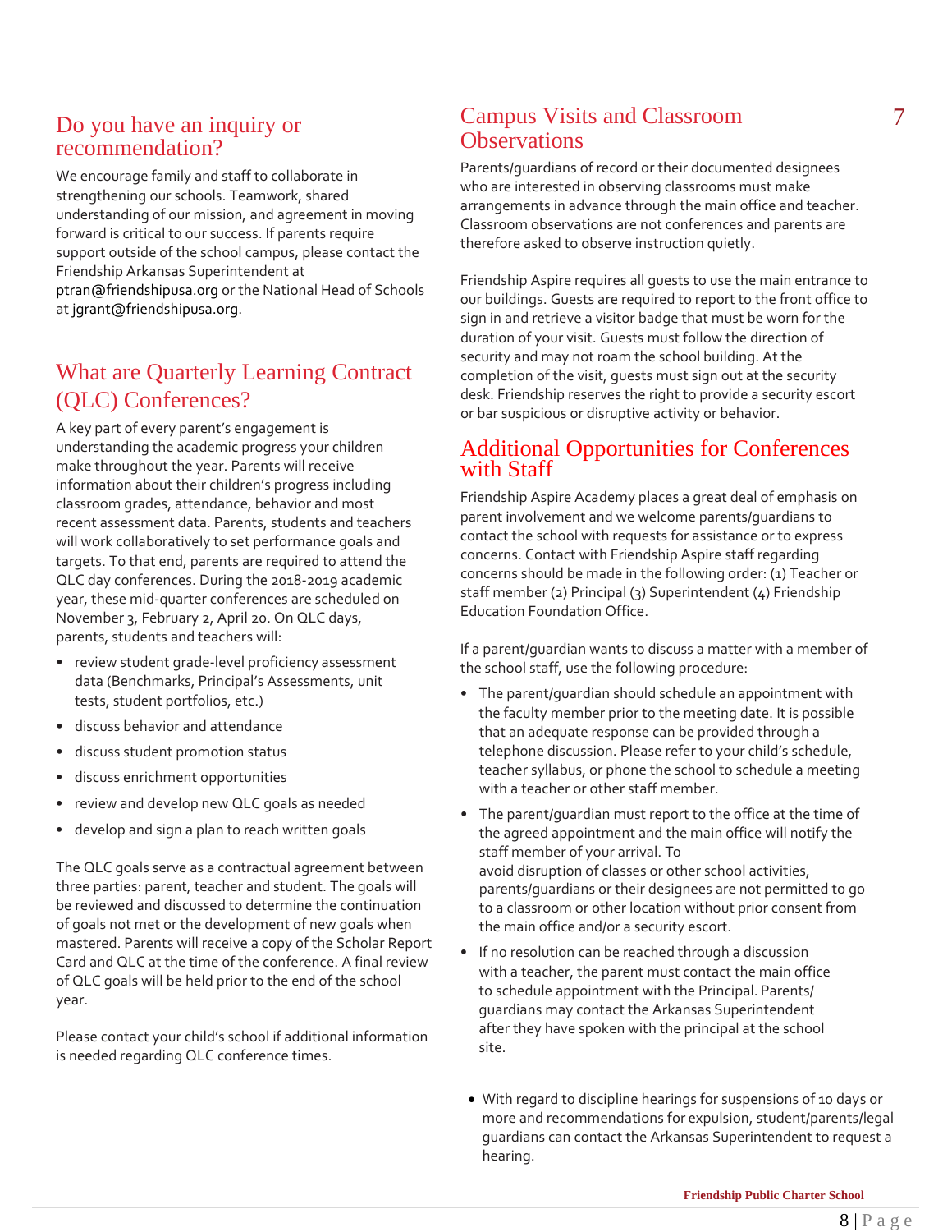## Do you have an inquiry or recommendation?

We encourage family and staff to collaborate in strengthening our schools. Teamwork, shared understanding of our mission, and agreement in moving forward is critical to our success. If parents require support outside of the school campus, please contact the Friendship Arkansas Superintendent at ptran@friendshipusa.org or the National Head of Schools at jgrant@friendshipusa.org.

## What are Quarterly Learning Contract (QLC) Conferences?

A key part of every parent's engagement is understanding the academic progress your children make throughout the year. Parents will receive information about their children's progress including classroom grades, attendance, behavior and most recent assessment data. Parents, students and teachers will work collaboratively to set performance goals and targets. To that end, parents are required to attend the QLC day conferences. During the 2018-2019 academic year, these mid-quarter conferences are scheduled on November 3, February 2, April 20. On QLC days, parents, students and teachers will:

- review student grade-level proficiency assessment data (Benchmarks, Principal's Assessments, unit tests, student portfolios, etc.)
- discuss behavior and attendance
- discuss student promotion status
- discuss enrichment opportunities
- review and develop new QLC goals as needed
- develop and sign a plan to reach written goals

The QLC goals serve as a contractual agreement between three parties: parent, teacher and student. The goals will be reviewed and discussed to determine the continuation of goals not met or the development of new goals when mastered. Parents will receive a copy of the Scholar Report Card and QLC at the time of the conference. A final review of QLC goals will be held prior to the end of the school year.

Please contact your child's school if additional information is needed regarding QLC conference times.

## Campus Visits and Classroom Observations

Parents/guardians of record or their documented designees who are interested in observing classrooms must make arrangements in advance through the main office and teacher. Classroom observations are not conferences and parents are therefore asked to observe instruction quietly.

Friendship Aspire requires all guests to use the main entrance to our buildings. Guests are required to report to the front office to sign in and retrieve a visitor badge that must be worn for the duration of your visit. Guests must follow the direction of security and may not roam the school building. At the completion of the visit, guests must sign out at the security desk. Friendship reserves the right to provide a security escort or bar suspicious or disruptive activity or behavior.

## Additional Opportunities for Conferences with Staff

Friendship Aspire Academy places a great deal of emphasis on parent involvement and we welcome parents/guardians to contact the school with requests for assistance or to express concerns. Contact with Friendship Aspire staff regarding concerns should be made in the following order: (1) Teacher or staff member (2) Principal (3) Superintendent (4) Friendship Education Foundation Office.

If a parent/guardian wants to discuss a matter with a member of the school staff, use the following procedure:

- The parent/guardian should schedule an appointment with the faculty member prior to the meeting date. It is possible that an adequate response can be provided through a telephone discussion. Please refer to your child's schedule, teacher syllabus, or phone the school to schedule a meeting with a teacher or other staff member.
- The parent/guardian must report to the office at the time of the agreed appointment and the main office will notify the staff member of your arrival. To avoid disruption of classes or other school activities, parents/guardians or their designees are not permitted to go to a classroom or other location without prior consent from the main office and/or a security escort.
- If no resolution can be reached through a discussion with a teacher, the parent must contact the main office to schedule appointment with the Principal. Parents/guardians may contact the Arkansas Superintendent after they have spoken with the principal at the school site.

- With regard to discipline hearings for suspensions of 10 days or more and recommendations for expulsion, student/parents/legal guardians can contact the Arkansas Superintendent to request a hearing.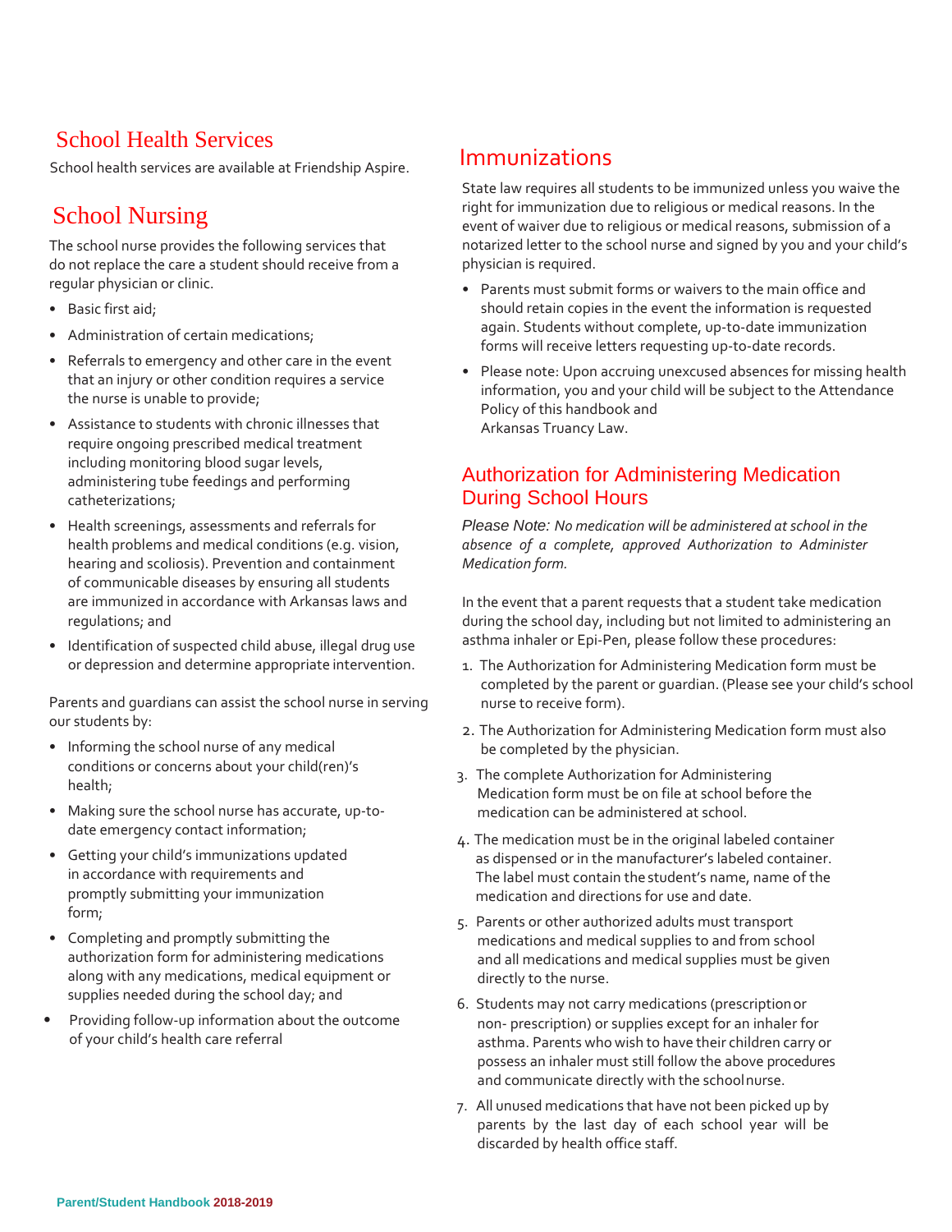## School Health Services

School health services are available at Friendship Aspire.

## School Nursing

The school nurse provides the following services that do not replace the care a student should receive from a regular physician or clinic.

- Basic first aid;
- Administration of certain medications;
- Referrals to emergency and other care in the event that an injury or other condition requires a service the nurse is unable to provide;
- Assistance to students with chronic illnesses that require ongoing prescribed medical treatment including monitoring blood sugar levels, administering tube feedings and performing catheterizations;
- Health screenings, assessments and referrals for health problems and medical conditions (e.g. vision, hearing and scoliosis). Prevention and containment of communicable diseases by ensuring all students are immunized in accordance with Arkansas laws and regulations; and
- Identification of suspected child abuse, illegal drug use or depression and determine appropriate intervention.

Parents and guardians can assist the school nurse in serving our students by:

- Informing the school nurse of any medical conditions or concerns about your child(ren)'s health;
- Making sure the school nurse has accurate, up-to-date emergency contact information;
- Getting your child's immunizations updated in accordance with requirements and promptly submitting your immunization form;
- Completing and promptly submitting the authorization form for administering medications along with any medications, medical equipment or supplies needed during the school day; and
- Providing follow-up information about the outcome of your child's health care referral

## Immunizations

State law requires all students to be immunized unless you waive the right for immunization due to religious or medical reasons. In the event of waiver due to religious or medical reasons, submission of a notarized letter to the school nurse and signed by you and your child's physician is required.

- Parents must submit forms or waivers to the main office and should retain copies in the event the information is requested again. Students without complete, up-to-date immunization forms will receive letters requesting up-to-date records.
- Please note: Upon accruing unexcused absences for missing health information, you and your child will be subject to the Attendance Policy of this handbook and Arkansas Truancy Law.

## Authorization for Administering Medication During School Hours

*Please Note: No medication will be administered at school in the absence of a complete, approved Authorization to Administer Medication form.*

In the event that a parent requests that a student take medication during the school day, including but not limited to administering an asthma inhaler or Epi-Pen, please follow these procedures:

1. The Authorization for Administering Medication form must be completed by the parent or guardian. (Please see your child's school nurse to receive form).
2. The Authorization for Administering Medication form must also be completed by the physician.
3. The complete Authorization for Administering Medication form must be on file at school before the medication can be administered at school.
4. The medication must be in the original labeled container as dispensed or in the manufacturer's labeled container. The label must contain the student's name, name of the medication and directions for use and date.
5. Parents or other authorized adults must transport medications and medical supplies to and from school and all medications and medical supplies must be given directly to the nurse.
6. Students may not carry medications (prescription or non- prescription) or supplies except for an inhaler for asthma. Parents who wish to have their children carry or possess an inhaler must still follow the above procedures and communicate directly with the school nurse.
7. All unused medications that have not been picked up by parents by the last day of each school year will be discarded by health office staff.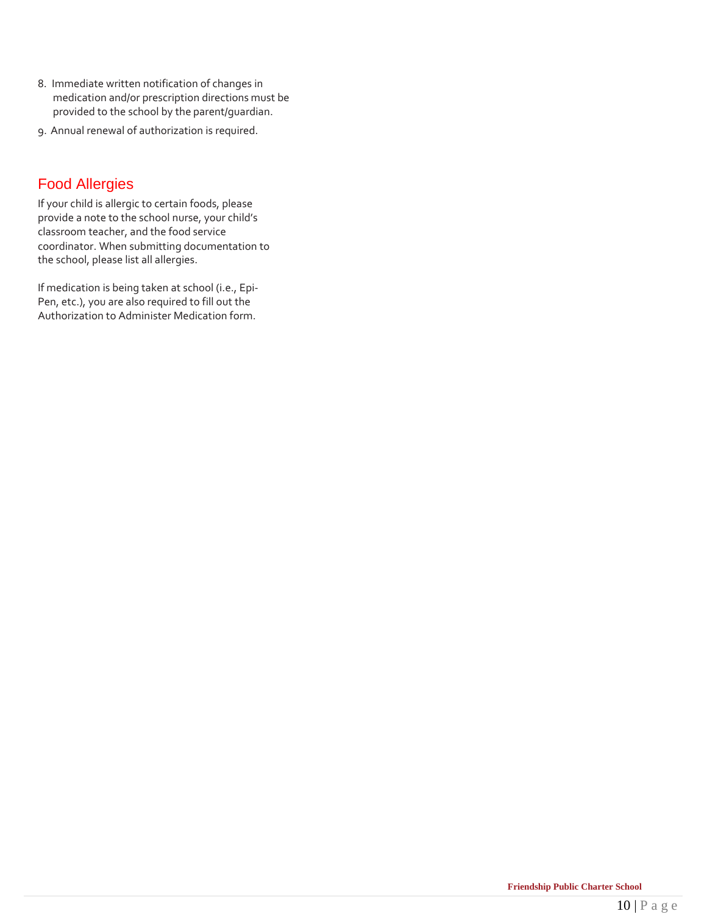8. Immediate written notification of changes in medication and/or prescription directions must be provided to the school by the parent/guardian.
9. Annual renewal of authorization is required.

## Food Allergies

If your child is allergic to certain foods, please provide a note to the school nurse, your child's classroom teacher, and the food service coordinator. When submitting documentation to the school, please list all allergies.

If medication is being taken at school (i.e., Epi-Pen, etc.), you are also required to fill out the Authorization to Administer Medication form.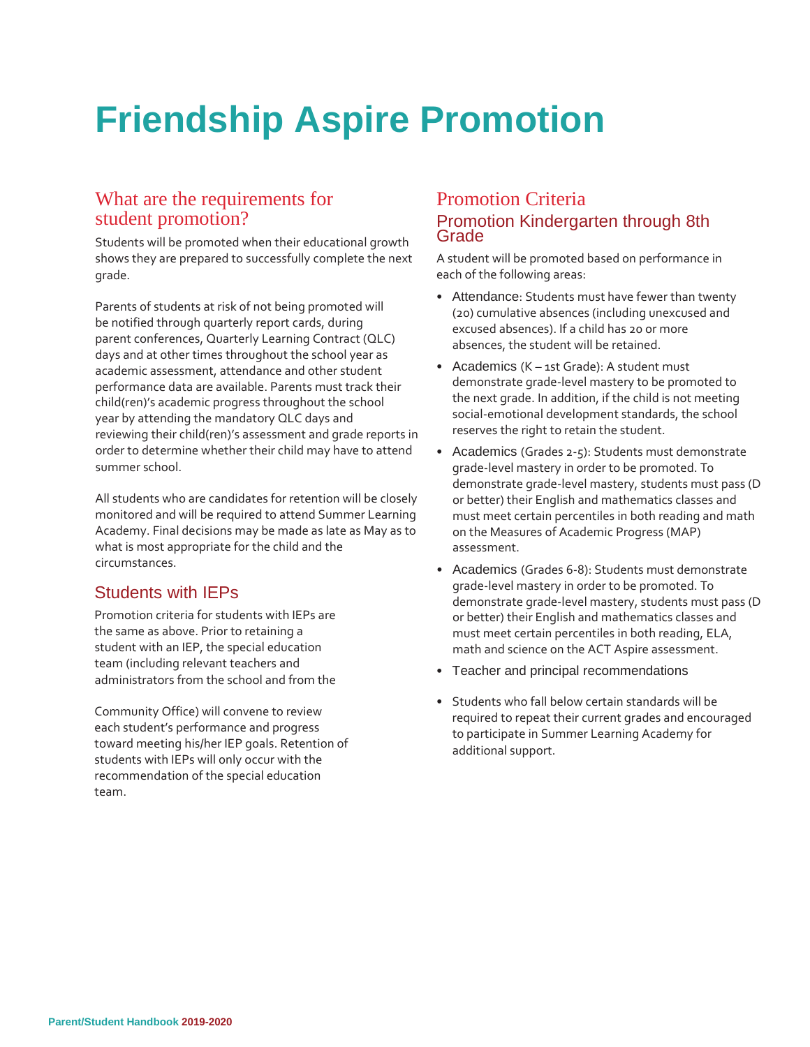# Friendship Aspire Promotion

## What are the requirements for student promotion?

Students will be promoted when their educational growth shows they are prepared to successfully complete the next grade.

Parents of students at risk of not being promoted will be notified through quarterly report cards, during parent conferences, Quarterly Learning Contract (QLC) days and at other times throughout the school year as academic assessment, attendance and other student performance data are available. Parents must track their child(ren)'s academic progress throughout the school year by attending the mandatory QLC days and reviewing their child(ren)'s assessment and grade reports in order to determine whether their child may have to attend summer school.

All students who are candidates for retention will be closely monitored and will be required to attend Summer Learning Academy. Final decisions may be made as late as May as to what is most appropriate for the child and the circumstances.

### Students with IEPs

Promotion criteria for students with IEPs are the same as above. Prior to retaining a student with an IEP, the special education team (including relevant teachers and administrators from the school and from the Community Office) will convene to review each student's performance and progress toward meeting his/her IEP goals. Retention of students with IEPs will only occur with the recommendation of the special education team.

## Promotion Criteria

### Promotion Kindergarten through 8th Grade

A student will be promoted based on performance in each of the following areas:

- Attendance: Students must have fewer than twenty (20) cumulative absences (including unexcused and excused absences). If a child has 20 or more absences, the student will be retained.
- Academics (K – 1st Grade): A student must demonstrate grade-level mastery to be promoted to the next grade. In addition, if the child is not meeting social-emotional development standards, the school reserves the right to retain the student.
- Academics (Grades 2-5): Students must demonstrate grade-level mastery in order to be promoted. To demonstrate grade-level mastery, students must pass (D or better) their English and mathematics classes and must meet certain percentiles in both reading and math on the Measures of Academic Progress (MAP) assessment.
- Academics (Grades 6-8): Students must demonstrate grade-level mastery in order to be promoted. To demonstrate grade-level mastery, students must pass (D or better) their English and mathematics classes and must meet certain percentiles in both reading, ELA, math and science on the ACT Aspire assessment.
- Teacher and principal recommendations
- Students who fall below certain standards will be required to repeat their current grades and encouraged to participate in Summer Learning Academy for additional support.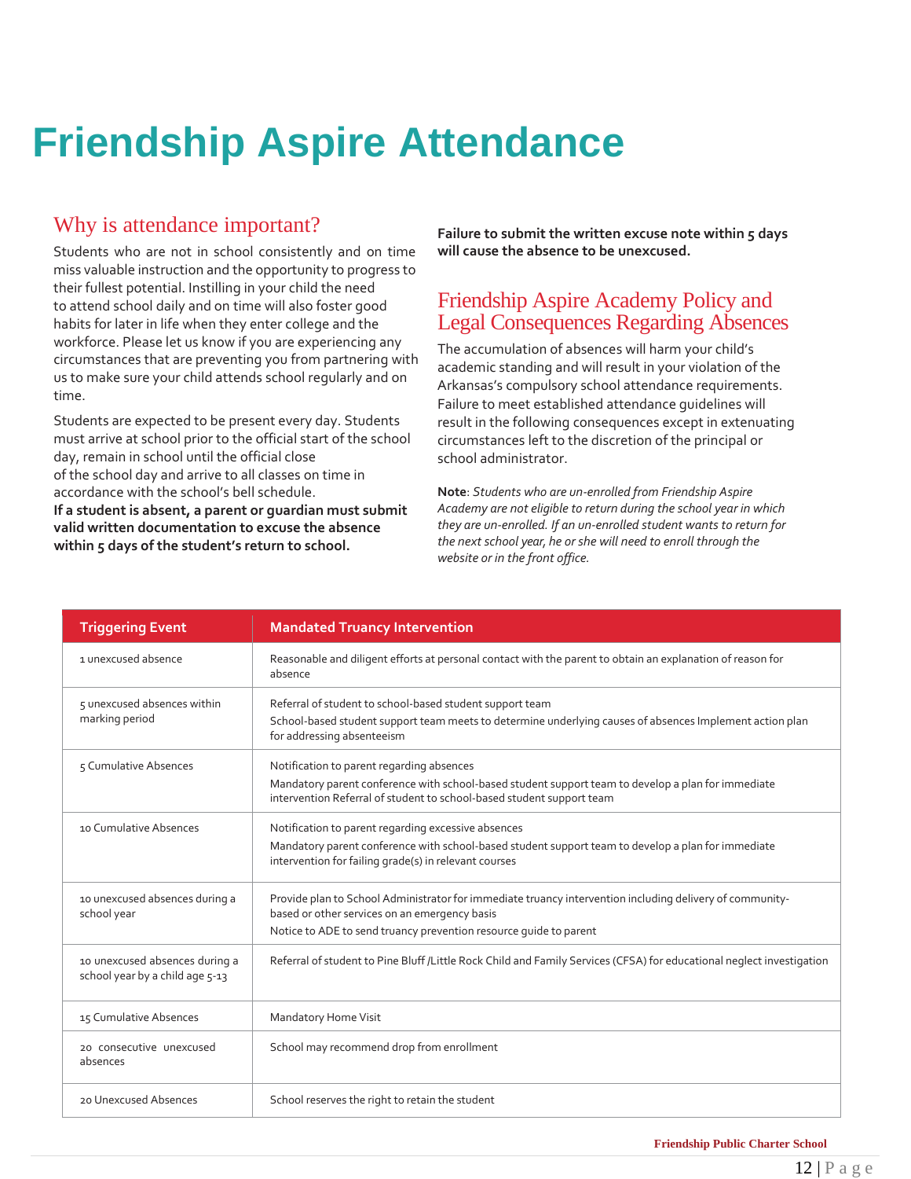# Friendship Aspire Attendance

## Why is attendance important?

Students who are not in school consistently and on time miss valuable instruction and the opportunity to progress to their fullest potential. Instilling in your child the need to attend school daily and on time will also foster good habits for later in life when they enter college and the workforce. Please let us know if you are experiencing any circumstances that are preventing you from partnering with us to make sure your child attends school regularly and on time.

Students are expected to be present every day. Students must arrive at school prior to the official start of the school day, remain in school until the official close of the school day and arrive to all classes on time in accordance with the school's bell schedule.
**If a student is absent, a parent or guardian must submit valid written documentation to excuse the absence within 5 days of the student's return to school.**

**Failure to submit the written excuse note within 5 days will cause the absence to be unexcused.**

## Friendship Aspire Academy Policy and Legal Consequences Regarding Absences

The accumulation of absences will harm your child's academic standing and will result in your violation of the Arkansas's compulsory school attendance requirements. Failure to meet established attendance guidelines will result in the following consequences except in extenuating circumstances left to the discretion of the principal or school administrator.

**Note**: *Students who are un-enrolled from Friendship Aspire Academy are not eligible to return during the school year in which they are un-enrolled. If an un-enrolled student wants to return for the next school year, he or she will need to enroll through the website or in the front office.*

| Triggering Event | Mandated Truancy Intervention |
|---|---|
| 1 unexcused absence | Reasonable and diligent efforts at personal contact with the parent to obtain an explanation of reason for absence |
| 5 unexcused absences within marking period | Referral of student to school-based student support team<br>School-based student support team meets to determine underlying causes of absences Implement action plan for addressing absenteeism |
| 5 Cumulative Absences | Notification to parent regarding absences<br>Mandatory parent conference with school-based student support team to develop a plan for immediate intervention Referral of student to school-based student support team |
| 10 Cumulative Absences | Notification to parent regarding excessive absences<br>Mandatory parent conference with school-based student support team to develop a plan for immediate intervention for failing grade(s) in relevant courses |
| 10 unexcused absences during a school year | Provide plan to School Administrator for immediate truancy intervention including delivery of community-based or other services on an emergency basis<br>Notice to ADE to send truancy prevention resource guide to parent |
| 10 unexcused absences during a school year by a child age 5-13 | Referral of student to Pine Bluff /Little Rock Child and Family Services (CFSA) for educational neglect investigation |
| 15 Cumulative Absences | Mandatory Home Visit |
| 20 consecutive unexcused absences | School may recommend drop from enrollment |
| 20 Unexcused Absences | School reserves the right to retain the student |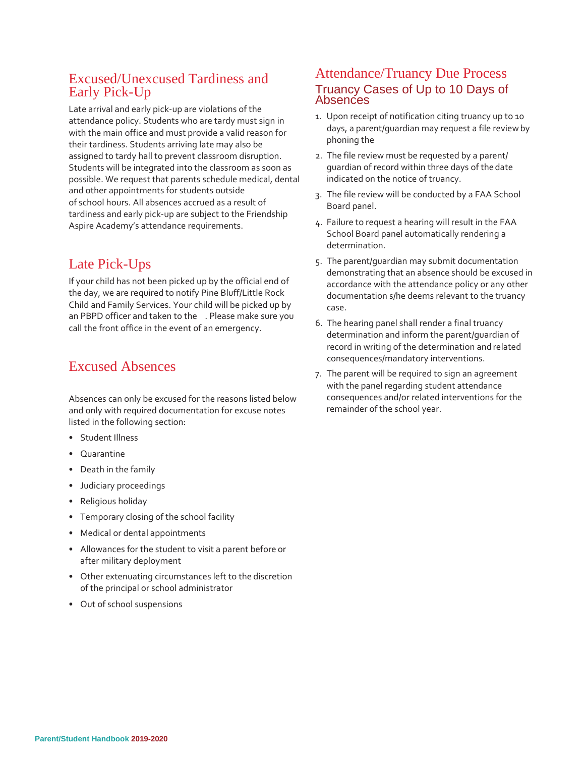## Excused/Unexcused Tardiness and Early Pick-Up

Late arrival and early pick-up are violations of the attendance policy. Students who are tardy must sign in with the main office and must provide a valid reason for their tardiness. Students arriving late may also be assigned to tardy hall to prevent classroom disruption. Students will be integrated into the classroom as soon as possible. We request that parents schedule medical, dental and other appointments for students outside of school hours. All absences accrued as a result of tardiness and early pick-up are subject to the Friendship Aspire Academy's attendance requirements.

## Late Pick-Ups

If your child has not been picked up by the official end of the day, we are required to notify Pine Bluff/Little Rock Child and Family Services. Your child will be picked up by an PBPD officer and taken to the . Please make sure you call the front office in the event of an emergency.

## Excused Absences

Absences can only be excused for the reasons listed below and only with required documentation for excuse notes listed in the following section:

- Student Illness
- Quarantine
- Death in the family
- Judiciary proceedings
- Religious holiday
- Temporary closing of the school facility
- Medical or dental appointments
- Allowances for the student to visit a parent before or after military deployment
- Other extenuating circumstances left to the discretion of the principal or school administrator
- Out of school suspensions

## Attendance/Truancy Due Process

### Truancy Cases of Up to 10 Days of Absences

1. Upon receipt of notification citing truancy up to 10 days, a parent/guardian may request a file review by phoning the
2. The file review must be requested by a parent/guardian of record within three days of the date indicated on the notice of truancy.
3. The file review will be conducted by a FAA School Board panel.
4. Failure to request a hearing will result in the FAA School Board panel automatically rendering a determination.
5. The parent/guardian may submit documentation demonstrating that an absence should be excused in accordance with the attendance policy or any other documentation s/he deems relevant to the truancy case.
6. The hearing panel shall render a final truancy determination and inform the parent/guardian of record in writing of the determination and related consequences/mandatory interventions.
7. The parent will be required to sign an agreement with the panel regarding student attendance consequences and/or related interventions for the remainder of the school year.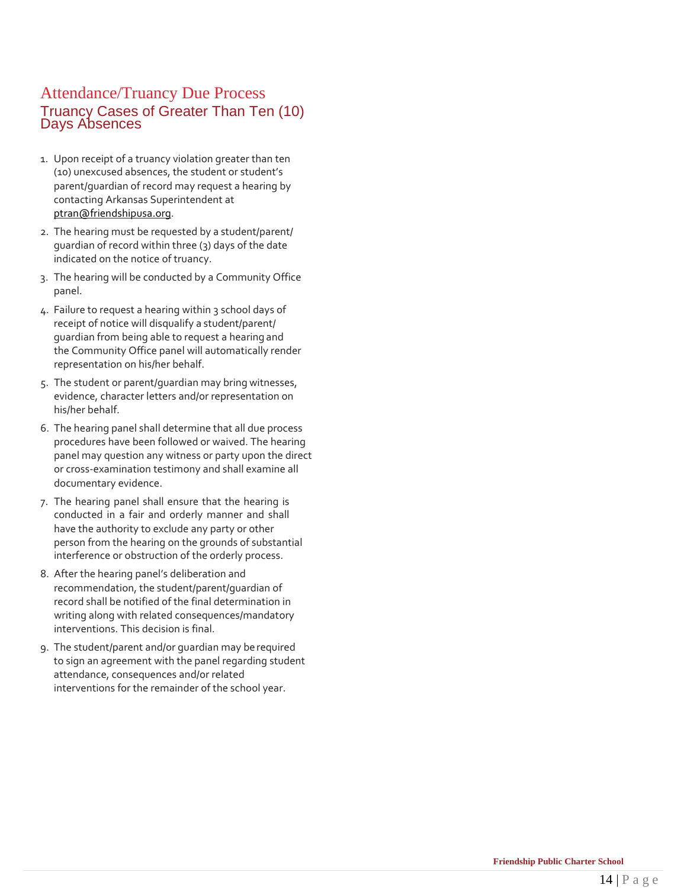# Attendance/Truancy Due Process

## Truancy Cases of Greater Than Ten (10) Days Absences

1. Upon receipt of a truancy violation greater than ten (10) unexcused absences, the student or student's parent/guardian of record may request a hearing by contacting Arkansas Superintendent at ptran@friendshipusa.org.
2. The hearing must be requested by a student/parent/ guardian of record within three (3) days of the date indicated on the notice of truancy.
3. The hearing will be conducted by a Community Office panel.
4. Failure to request a hearing within 3 school days of receipt of notice will disqualify a student/parent/ guardian from being able to request a hearing and the Community Office panel will automatically render representation on his/her behalf.
5. The student or parent/guardian may bring witnesses, evidence, character letters and/or representation on his/her behalf.
6. The hearing panel shall determine that all due process procedures have been followed or waived. The hearing panel may question any witness or party upon the direct or cross-examination testimony and shall examine all documentary evidence.
7. The hearing panel shall ensure that the hearing is conducted in a fair and orderly manner and shall have the authority to exclude any party or other person from the hearing on the grounds of substantial interference or obstruction of the orderly process.
8. After the hearing panel's deliberation and recommendation, the student/parent/guardian of record shall be notified of the final determination in writing along with related consequences/mandatory interventions. This decision is final.
9. The student/parent and/or guardian may be required to sign an agreement with the panel regarding student attendance, consequences and/or related interventions for the remainder of the school year.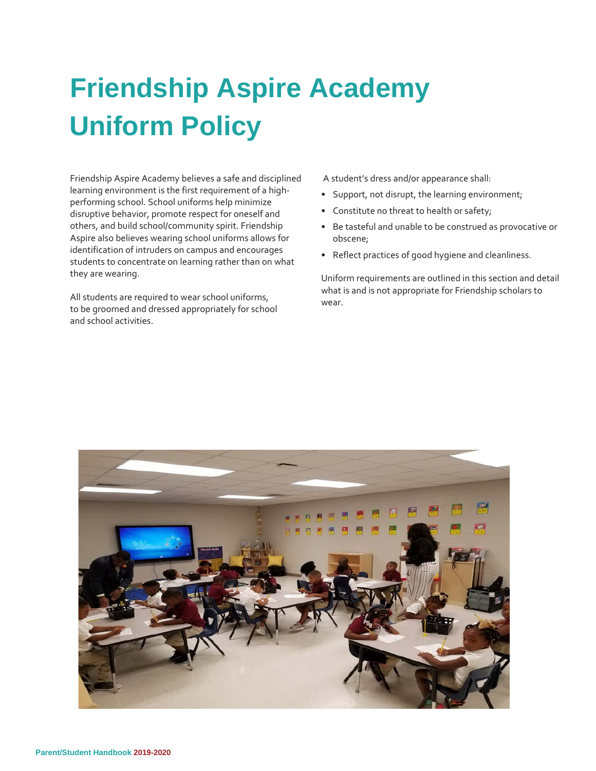# Friendship Aspire Academy Uniform Policy

Friendship Aspire Academy believes a safe and disciplined learning environment is the first requirement of a high-performing school. School uniforms help minimize disruptive behavior, promote respect for oneself and others, and build school/community spirit. Friendship Aspire also believes wearing school uniforms allows for identification of intruders on campus and encourages students to concentrate on learning rather than on what they are wearing.

All students are required to wear school uniforms, to be groomed and dressed appropriately for school and school activities.

A student's dress and/or appearance shall:

- Support, not disrupt, the learning environment;
- Constitute no threat to health or safety;
- Be tasteful and unable to be construed as provocative or obscene;
- Reflect practices of good hygiene and cleanliness.

Uniform requirements are outlined in this section and detail what is and is not appropriate for Friendship scholars to wear.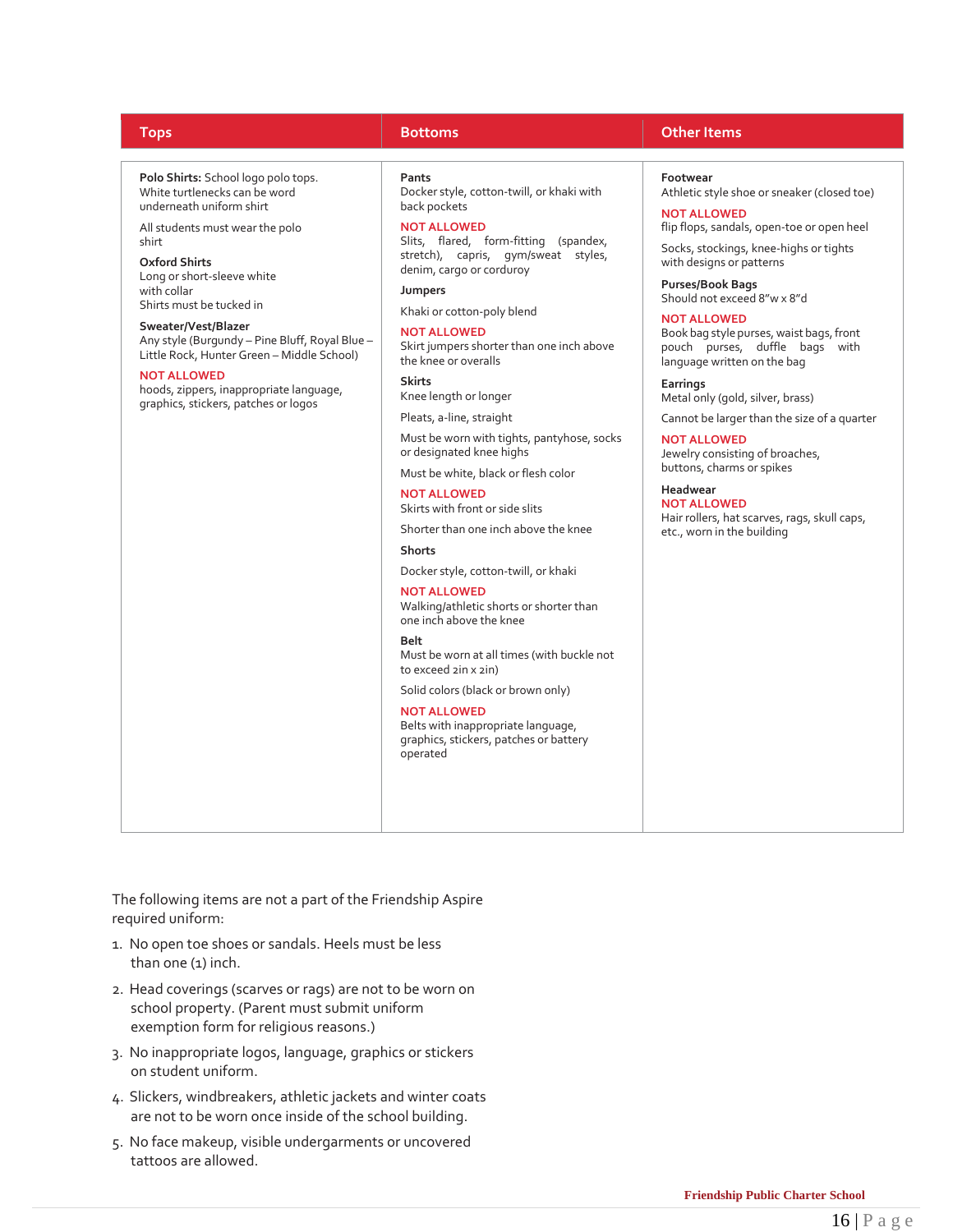| Tops | Bottoms | Other Items |
|---|---|---|
| **Polo Shirts:** School logo polo tops. White turtlenecks can be word underneath uniform shirt<br><br>All students must wear the polo shirt<br><br>**Oxford Shirts**<br>Long or short-sleeve white with collar<br>Shirts must be tucked in<br><br>**Sweater/Vest/Blazer**<br>Any style (Burgundy – Pine Bluff, Royal Blue – Little Rock, Hunter Green – Middle School)<br><br>NOT ALLOWED<br>hoods, zippers, inappropriate language, graphics, stickers, patches or logos | **Pants**<br>Docker style, cotton-twill, or khaki with back pockets<br><br>NOT ALLOWED<br>Slits, flared, form-fitting (spandex, stretch), capris, gym/sweat styles, denim, cargo or corduroy<br><br>**Jumpers**<br>Khaki or cotton-poly blend<br><br>NOT ALLOWED<br>Skirt jumpers shorter than one inch above the knee or overalls<br><br>**Skirts**<br>Knee length or longer<br><br>Pleats, a-line, straight<br><br>Must be worn with tights, pantyhose, socks or designated knee highs<br><br>Must be white, black or flesh color<br><br>NOT ALLOWED<br>Skirts with front or side slits<br><br>Shorter than one inch above the knee<br><br>**Shorts**<br>Docker style, cotton-twill, or khaki<br><br>NOT ALLOWED<br>Walking/athletic shorts or shorter than one inch above the knee<br><br>**Belt**<br>Must be worn at all times (with buckle not to exceed 2in x 2in)<br><br>Solid colors (black or brown only)<br><br>NOT ALLOWED<br>Belts with inappropriate language, graphics, stickers, patches or battery operated | **Footwear**<br>Athletic style shoe or sneaker (closed toe)<br><br>NOT ALLOWED<br>flip flops, sandals, open-toe or open heel<br><br>Socks, stockings, knee-highs or tights with designs or patterns<br><br>**Purses/Book Bags**<br>Should not exceed 8"w x 8"d<br><br>NOT ALLOWED<br>Book bag style purses, waist bags, front pouch purses, duffle bags with language written on the bag<br><br>**Earrings**<br>Metal only (gold, silver, brass)<br><br>Cannot be larger than the size of a quarter<br><br>NOT ALLOWED<br>Jewelry consisting of broaches, buttons, charms or spikes<br><br>**Headwear**<br>NOT ALLOWED<br>Hair rollers, hat scarves, rags, skull caps, etc., worn in the building |

The following items are not a part of the Friendship Aspire required uniform:

1. No open toe shoes or sandals. Heels must be less than one (1) inch.
2. Head coverings (scarves or rags) are not to be worn on school property. (Parent must submit uniform exemption form for religious reasons.)
3. No inappropriate logos, language, graphics or stickers on student uniform.
4. Slickers, windbreakers, athletic jackets and winter coats are not to be worn once inside of the school building.
5. No face makeup, visible undergarments or uncovered tattoos are allowed.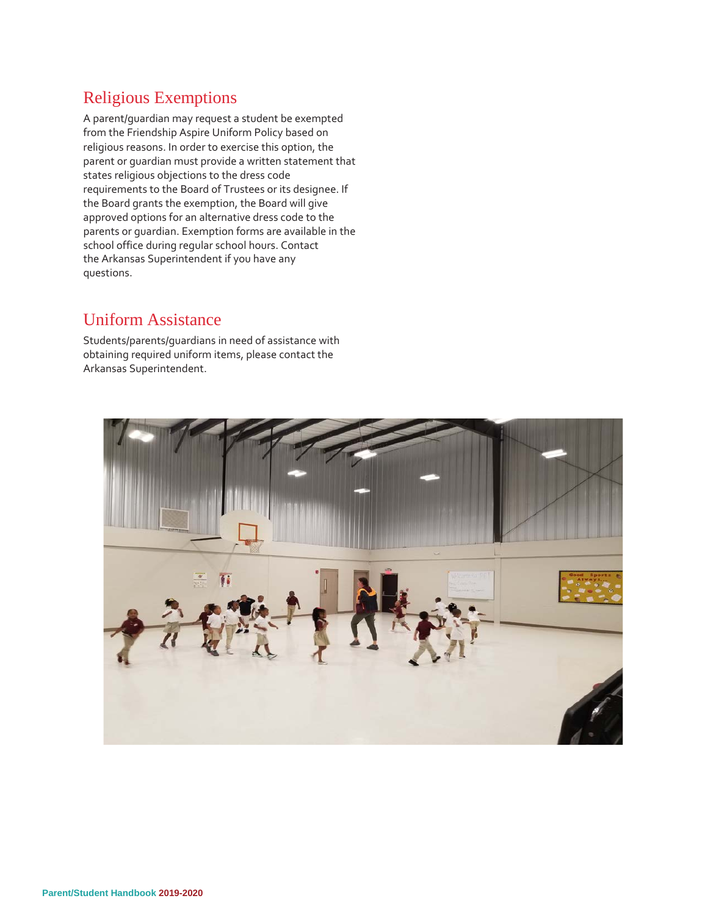## Religious Exemptions

A parent/guardian may request a student be exempted from the Friendship Aspire Uniform Policy based on religious reasons. In order to exercise this option, the parent or guardian must provide a written statement that states religious objections to the dress code requirements to the Board of Trustees or its designee. If the Board grants the exemption, the Board will give approved options for an alternative dress code to the parents or guardian. Exemption forms are available in the school office during regular school hours. Contact the Arkansas Superintendent if you have any questions.

## Uniform Assistance

Students/parents/guardians in need of assistance with obtaining required uniform items, please contact the Arkansas Superintendent.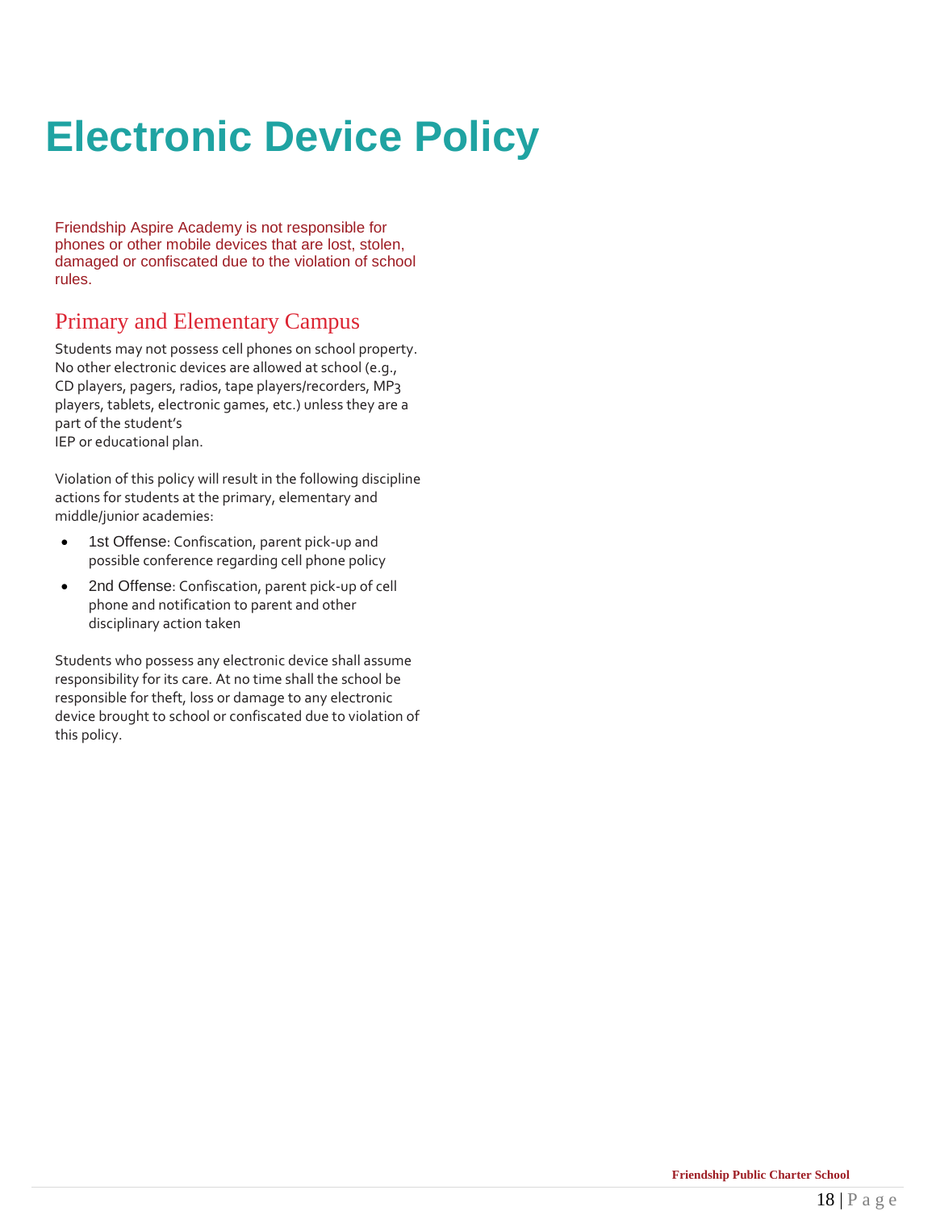# Electronic Device Policy

Friendship Aspire Academy is not responsible for phones or other mobile devices that are lost, stolen, damaged or confiscated due to the violation of school rules.

## Primary and Elementary Campus

Students may not possess cell phones on school property. No other electronic devices are allowed at school (e.g., CD players, pagers, radios, tape players/recorders, MP3 players, tablets, electronic games, etc.) unless they are a part of the student's IEP or educational plan.

Violation of this policy will result in the following discipline actions for students at the primary, elementary and middle/junior academies:

- 1st Offense: Confiscation, parent pick-up and possible conference regarding cell phone policy
- 2nd Offense: Confiscation, parent pick-up of cell phone and notification to parent and other disciplinary action taken

Students who possess any electronic device shall assume responsibility for its care. At no time shall the school be responsible for theft, loss or damage to any electronic device brought to school or confiscated due to violation of this policy.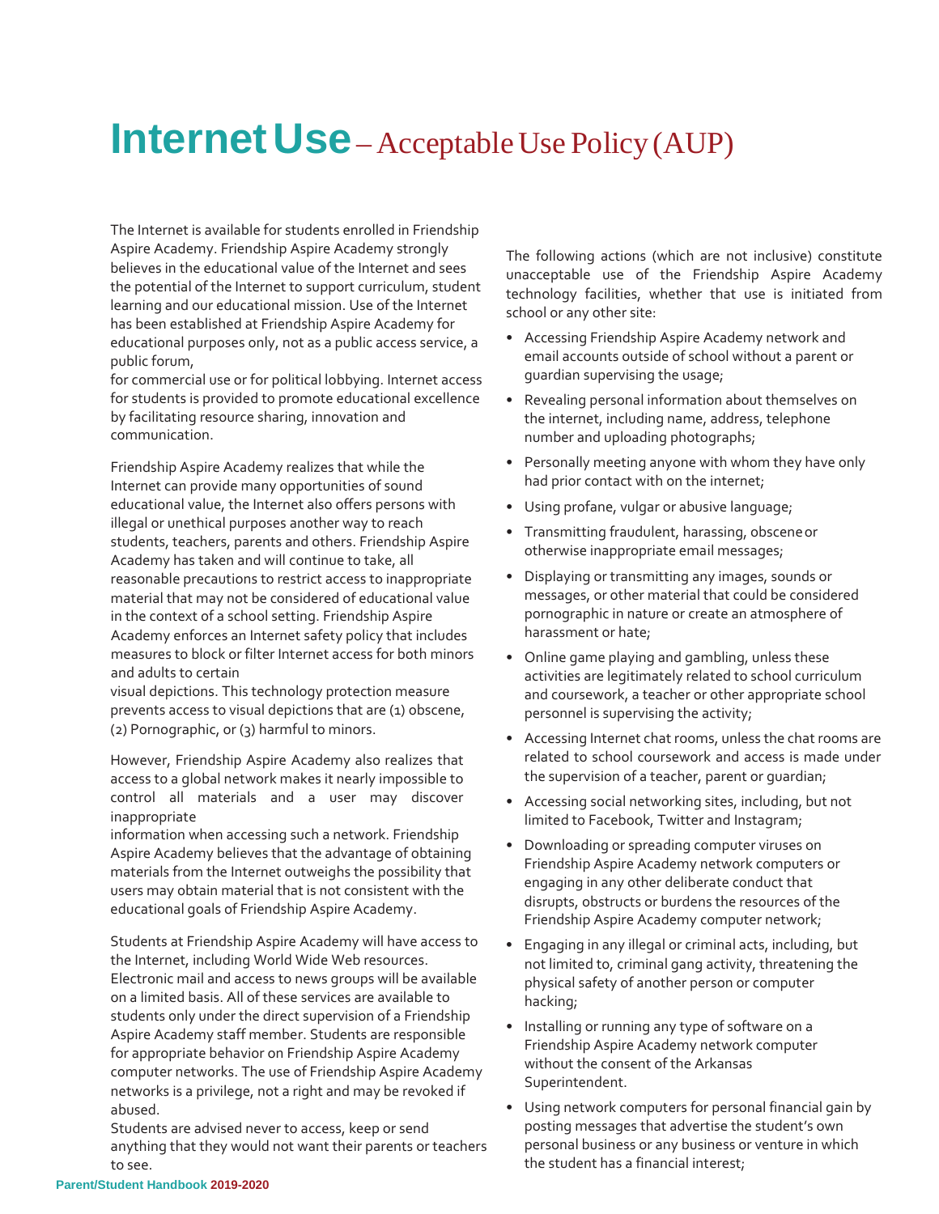# Internet Use – Acceptable Use Policy (AUP)

The Internet is available for students enrolled in Friendship Aspire Academy. Friendship Aspire Academy strongly believes in the educational value of the Internet and sees the potential of the Internet to support curriculum, student learning and our educational mission. Use of the Internet has been established at Friendship Aspire Academy for educational purposes only, not as a public access service, a public forum, for commercial use or for political lobbying. Internet access for students is provided to promote educational excellence by facilitating resource sharing, innovation and communication.

Friendship Aspire Academy realizes that while the Internet can provide many opportunities of sound educational value, the Internet also offers persons with illegal or unethical purposes another way to reach students, teachers, parents and others. Friendship Aspire Academy has taken and will continue to take, all reasonable precautions to restrict access to inappropriate material that may not be considered of educational value in the context of a school setting. Friendship Aspire Academy enforces an Internet safety policy that includes measures to block or filter Internet access for both minors and adults to certain visual depictions. This technology protection measure prevents access to visual depictions that are (1) obscene, (2) Pornographic, or (3) harmful to minors.

However, Friendship Aspire Academy also realizes that access to a global network makes it nearly impossible to control all materials and a user may discover inappropriate information when accessing such a network. Friendship Aspire Academy believes that the advantage of obtaining materials from the Internet outweighs the possibility that users may obtain material that is not consistent with the educational goals of Friendship Aspire Academy.

Students at Friendship Aspire Academy will have access to the Internet, including World Wide Web resources. Electronic mail and access to news groups will be available on a limited basis. All of these services are available to students only under the direct supervision of a Friendship Aspire Academy staff member. Students are responsible for appropriate behavior on Friendship Aspire Academy computer networks. The use of Friendship Aspire Academy networks is a privilege, not a right and may be revoked if abused.
Students are advised never to access, keep or send anything that they would not want their parents or teachers to see.

The following actions (which are not inclusive) constitute unacceptable use of the Friendship Aspire Academy technology facilities, whether that use is initiated from school or any other site:

- Accessing Friendship Aspire Academy network and email accounts outside of school without a parent or guardian supervising the usage;
- Revealing personal information about themselves on the internet, including name, address, telephone number and uploading photographs;
- Personally meeting anyone with whom they have only had prior contact with on the internet;
- Using profane, vulgar or abusive language;
- Transmitting fraudulent, harassing, obscene or otherwise inappropriate email messages;
- Displaying or transmitting any images, sounds or messages, or other material that could be considered pornographic in nature or create an atmosphere of harassment or hate;
- Online game playing and gambling, unless these activities are legitimately related to school curriculum and coursework, a teacher or other appropriate school personnel is supervising the activity;
- Accessing Internet chat rooms, unless the chat rooms are related to school coursework and access is made under the supervision of a teacher, parent or guardian;
- Accessing social networking sites, including, but not limited to Facebook, Twitter and Instagram;
- Downloading or spreading computer viruses on Friendship Aspire Academy network computers or engaging in any other deliberate conduct that disrupts, obstructs or burdens the resources of the Friendship Aspire Academy computer network;
- Engaging in any illegal or criminal acts, including, but not limited to, criminal gang activity, threatening the physical safety of another person or computer hacking;
- Installing or running any type of software on a Friendship Aspire Academy network computer without the consent of the Arkansas Superintendent.
- Using network computers for personal financial gain by posting messages that advertise the student's own personal business or any business or venture in which the student has a financial interest;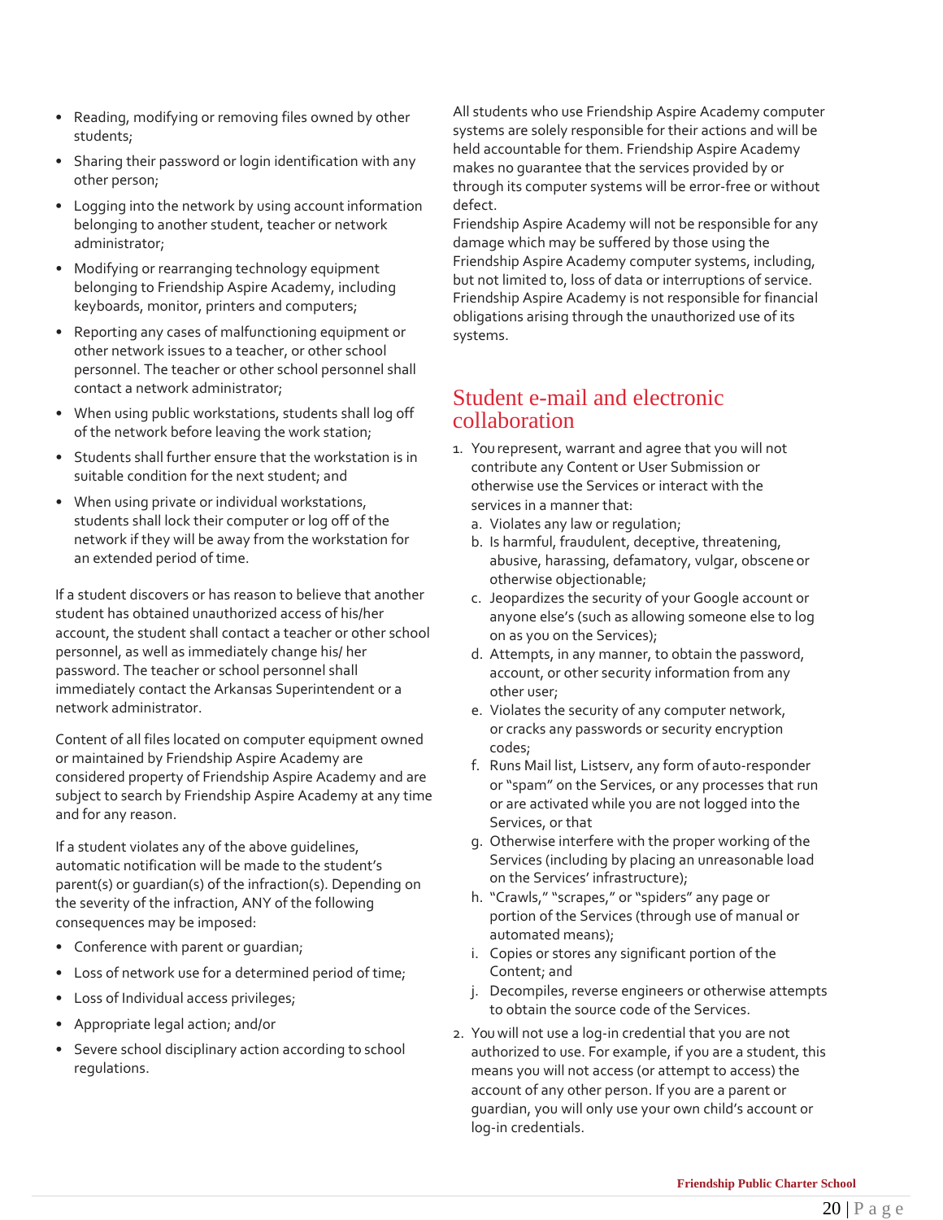- Reading, modifying or removing files owned by other students;
- Sharing their password or login identification with any other person;
- Logging into the network by using account information belonging to another student, teacher or network administrator;
- Modifying or rearranging technology equipment belonging to Friendship Aspire Academy, including keyboards, monitor, printers and computers;
- Reporting any cases of malfunctioning equipment or other network issues to a teacher, or other school personnel. The teacher or other school personnel shall contact a network administrator;
- When using public workstations, students shall log off of the network before leaving the work station;
- Students shall further ensure that the workstation is in suitable condition for the next student; and
- When using private or individual workstations, students shall lock their computer or log off of the network if they will be away from the workstation for an extended period of time.

If a student discovers or has reason to believe that another student has obtained unauthorized access of his/her account, the student shall contact a teacher or other school personnel, as well as immediately change his/ her password. The teacher or school personnel shall immediately contact the Arkansas Superintendent or a network administrator.

Content of all files located on computer equipment owned or maintained by Friendship Aspire Academy are considered property of Friendship Aspire Academy and are subject to search by Friendship Aspire Academy at any time and for any reason.

If a student violates any of the above guidelines, automatic notification will be made to the student's parent(s) or guardian(s) of the infraction(s). Depending on the severity of the infraction, ANY of the following consequences may be imposed:

- Conference with parent or guardian;
- Loss of network use for a determined period of time;
- Loss of Individual access privileges;
- Appropriate legal action; and/or
- Severe school disciplinary action according to school regulations.

All students who use Friendship Aspire Academy computer systems are solely responsible for their actions and will be held accountable for them. Friendship Aspire Academy makes no guarantee that the services provided by or through its computer systems will be error-free or without defect.
Friendship Aspire Academy will not be responsible for any damage which may be suffered by those using the Friendship Aspire Academy computer systems, including, but not limited to, loss of data or interruptions of service. Friendship Aspire Academy is not responsible for financial obligations arising through the unauthorized use of its systems.

## Student e-mail and electronic collaboration

1. You represent, warrant and agree that you will not contribute any Content or User Submission or otherwise use the Services or interact with the services in a manner that:
   a. Violates any law or regulation;
   b. Is harmful, fraudulent, deceptive, threatening, abusive, harassing, defamatory, vulgar, obscene or otherwise objectionable;
   c. Jeopardizes the security of your Google account or anyone else's (such as allowing someone else to log on as you on the Services);
   d. Attempts, in any manner, to obtain the password, account, or other security information from any other user;
   e. Violates the security of any computer network, or cracks any passwords or security encryption codes;
   f. Runs Mail list, Listserv, any form of auto-responder or "spam" on the Services, or any processes that run or are activated while you are not logged into the Services, or that
   g. Otherwise interfere with the proper working of the Services (including by placing an unreasonable load on the Services' infrastructure);
   h. "Crawls," "scrapes," or "spiders" any page or portion of the Services (through use of manual or automated means);
   i. Copies or stores any significant portion of the Content; and
   j. Decompiles, reverse engineers or otherwise attempts to obtain the source code of the Services.
2. You will not use a log-in credential that you are not authorized to use. For example, if you are a student, this means you will not access (or attempt to access) the account of any other person. If you are a parent or guardian, you will only use your own child's account or log-in credentials.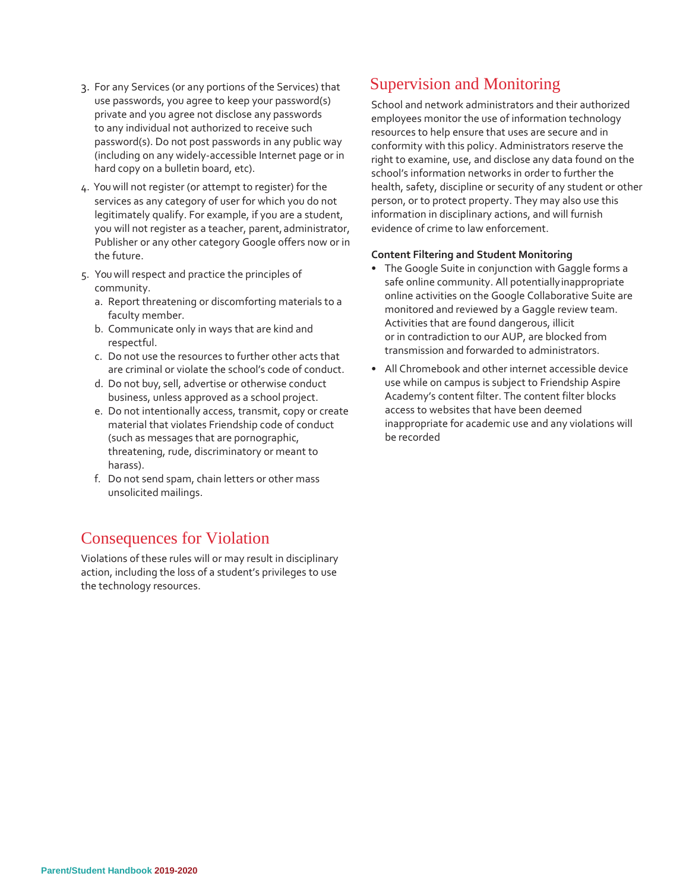3. For any Services (or any portions of the Services) that use passwords, you agree to keep your password(s) private and you agree not disclose any passwords to any individual not authorized to receive such password(s). Do not post passwords in any public way (including on any widely-accessible Internet page or in hard copy on a bulletin board, etc).
4. You will not register (or attempt to register) for the services as any category of user for which you do not legitimately qualify. For example, if you are a student, you will not register as a teacher, parent, administrator, Publisher or any other category Google offers now or in the future.
5. You will respect and practice the principles of community.
   a. Report threatening or discomforting materials to a faculty member.
   b. Communicate only in ways that are kind and respectful.
   c. Do not use the resources to further other acts that are criminal or violate the school's code of conduct.
   d. Do not buy, sell, advertise or otherwise conduct business, unless approved as a school project.
   e. Do not intentionally access, transmit, copy or create material that violates Friendship code of conduct (such as messages that are pornographic, threatening, rude, discriminatory or meant to harass).
   f. Do not send spam, chain letters or other mass unsolicited mailings.

## Consequences for Violation

Violations of these rules will or may result in disciplinary action, including the loss of a student's privileges to use the technology resources.

## Supervision and Monitoring

School and network administrators and their authorized employees monitor the use of information technology resources to help ensure that uses are secure and in conformity with this policy. Administrators reserve the right to examine, use, and disclose any data found on the school's information networks in order to further the health, safety, discipline or security of any student or other person, or to protect property. They may also use this information in disciplinary actions, and will furnish evidence of crime to law enforcement.

**Content Filtering and Student Monitoring**

- The Google Suite in conjunction with Gaggle forms a safe online community. All potentially inappropriate online activities on the Google Collaborative Suite are monitored and reviewed by a Gaggle review team. Activities that are found dangerous, illicit or in contradiction to our AUP, are blocked from transmission and forwarded to administrators.
- All Chromebook and other internet accessible device use while on campus is subject to Friendship Aspire Academy's content filter. The content filter blocks access to websites that have been deemed inappropriate for academic use and any violations will be recorded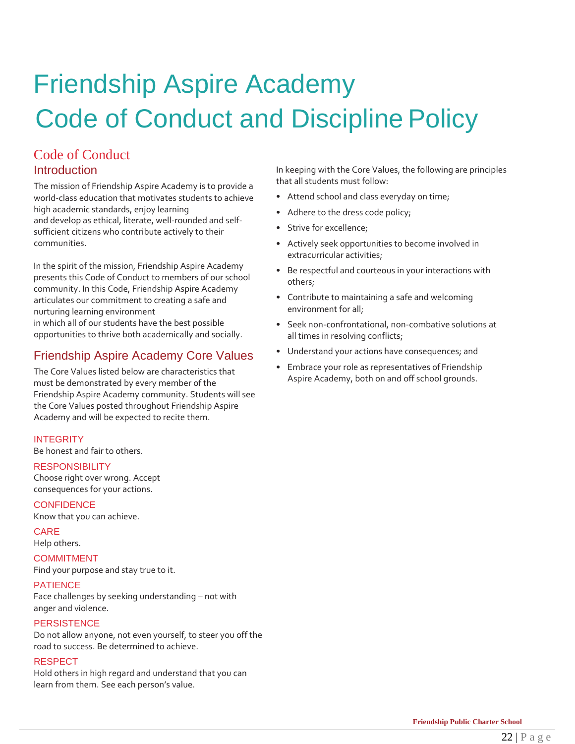# Friendship Aspire Academy Code of Conduct and Discipline Policy

## Code of Conduct

### Introduction

The mission of Friendship Aspire Academy is to provide a world-class education that motivates students to achieve high academic standards, enjoy learning and develop as ethical, literate, well-rounded and self-sufficient citizens who contribute actively to their communities.

In the spirit of the mission, Friendship Aspire Academy presents this Code of Conduct to members of our school community. In this Code, Friendship Aspire Academy articulates our commitment to creating a safe and nurturing learning environment in which all of our students have the best possible opportunities to thrive both academically and socially.

### Friendship Aspire Academy Core Values

The Core Values listed below are characteristics that must be demonstrated by every member of the Friendship Aspire Academy community. Students will see the Core Values posted throughout Friendship Aspire Academy and will be expected to recite them.

#### INTEGRITY
Be honest and fair to others.

#### RESPONSIBILITY
Choose right over wrong. Accept consequences for your actions.

#### CONFIDENCE
Know that you can achieve.

#### CARE
Help others.

#### COMMITMENT
Find your purpose and stay true to it.

#### PATIENCE
Face challenges by seeking understanding – not with anger and violence.

#### PERSISTENCE
Do not allow anyone, not even yourself, to steer you off the road to success. Be determined to achieve.

#### RESPECT
Hold others in high regard and understand that you can learn from them. See each person's value.

In keeping with the Core Values, the following are principles that all students must follow:

- Attend school and class everyday on time;
- Adhere to the dress code policy;
- Strive for excellence;
- Actively seek opportunities to become involved in extracurricular activities;
- Be respectful and courteous in your interactions with others;
- Contribute to maintaining a safe and welcoming environment for all;
- Seek non-confrontational, non-combative solutions at all times in resolving conflicts;
- Understand your actions have consequences; and
- Embrace your role as representatives of Friendship Aspire Academy, both on and off school grounds.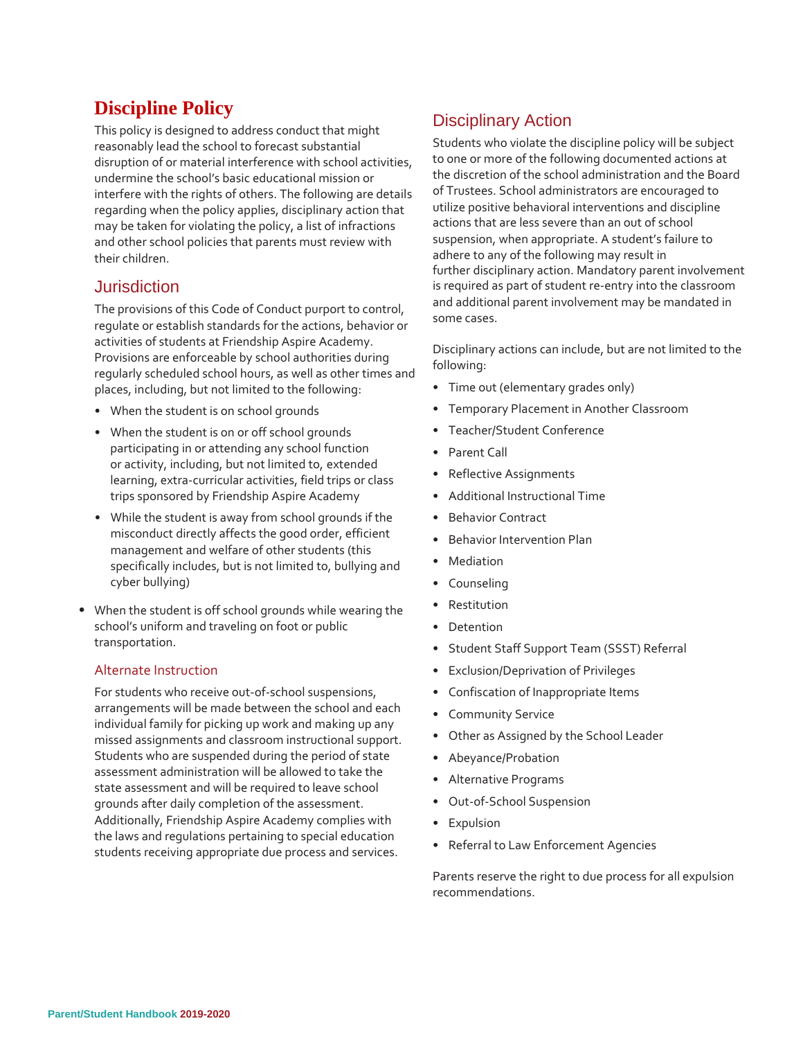# Discipline Policy

This policy is designed to address conduct that might reasonably lead the school to forecast substantial disruption of or material interference with school activities, undermine the school's basic educational mission or interfere with the rights of others. The following are details regarding when the policy applies, disciplinary action that may be taken for violating the policy, a list of infractions and other school policies that parents must review with their children.

## Jurisdiction

The provisions of this Code of Conduct purport to control, regulate or establish standards for the actions, behavior or activities of students at Friendship Aspire Academy. Provisions are enforceable by school authorities during regularly scheduled school hours, as well as other times and places, including, but not limited to the following:

- When the student is on school grounds
- When the student is on or off school grounds participating in or attending any school function or activity, including, but not limited to, extended learning, extra-curricular activities, field trips or class trips sponsored by Friendship Aspire Academy
- While the student is away from school grounds if the misconduct directly affects the good order, efficient management and welfare of other students (this specifically includes, but is not limited to, bullying and cyber bullying)
- When the student is off school grounds while wearing the school's uniform and traveling on foot or public transportation.

### Alternate Instruction

For students who receive out-of-school suspensions, arrangements will be made between the school and each individual family for picking up work and making up any missed assignments and classroom instructional support. Students who are suspended during the period of state assessment administration will be allowed to take the state assessment and will be required to leave school grounds after daily completion of the assessment. Additionally, Friendship Aspire Academy complies with the laws and regulations pertaining to special education students receiving appropriate due process and services.

## Disciplinary Action

Students who violate the discipline policy will be subject to one or more of the following documented actions at the discretion of the school administration and the Board of Trustees. School administrators are encouraged to utilize positive behavioral interventions and discipline actions that are less severe than an out of school suspension, when appropriate. A student's failure to adhere to any of the following may result in further disciplinary action. Mandatory parent involvement is required as part of student re-entry into the classroom and additional parent involvement may be mandated in some cases.

Disciplinary actions can include, but are not limited to the following:

- Time out (elementary grades only)
- Temporary Placement in Another Classroom
- Teacher/Student Conference
- Parent Call
- Reflective Assignments
- Additional Instructional Time
- Behavior Contract
- Behavior Intervention Plan
- Mediation
- Counseling
- Restitution
- Detention
- Student Staff Support Team (SSST) Referral
- Exclusion/Deprivation of Privileges
- Confiscation of Inappropriate Items
- Community Service
- Other as Assigned by the School Leader
- Abeyance/Probation
- Alternative Programs
- Out-of-School Suspension
- Expulsion
- Referral to Law Enforcement Agencies

Parents reserve the right to due process for all expulsion recommendations.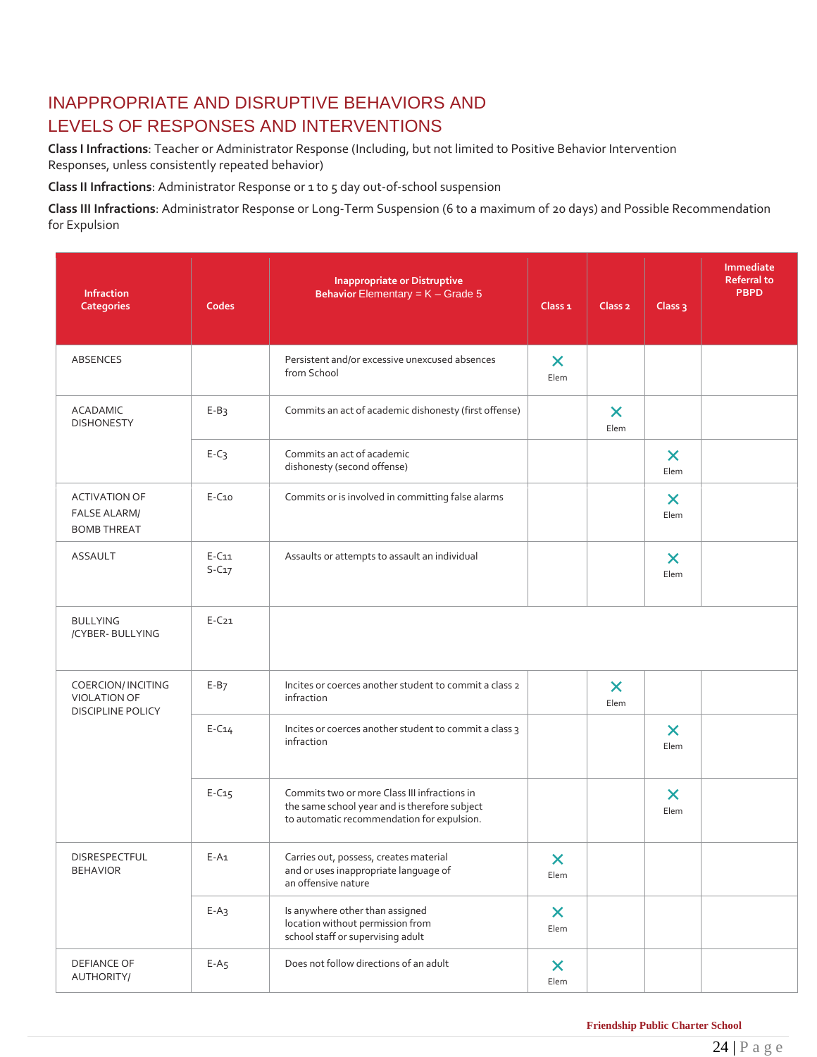# INAPPROPRIATE AND DISRUPTIVE BEHAVIORS AND LEVELS OF RESPONSES AND INTERVENTIONS

**Class I Infractions**: Teacher or Administrator Response (Including, but not limited to Positive Behavior Intervention Responses, unless consistently repeated behavior)

**Class II Infractions**: Administrator Response or 1 to 5 day out-of-school suspension

**Class III Infractions**: Administrator Response or Long-Term Suspension (6 to a maximum of 20 days) and Possible Recommendation for Expulsion

| Infraction Categories | Codes | Inappropriate or Distruptive Behavior Elementary = K – Grade 5 | Class 1 | Class 2 | Class 3 | Immediate Referral to PBPD |
|---|---|---|---|---|---|---|
| ABSENCES | | Persistent and/or excessive unexcused absences from School | X Elem | | | |
| ACADAMIC DISHONESTY | E-B3 | Commits an act of academic dishonesty (first offense) | | X Elem | | |
| | E-C3 | Commits an act of academic dishonesty (second offense) | | | X Elem | |
| ACTIVATION OF FALSE ALARM/ BOMB THREAT | E-C10 | Commits or is involved in committing false alarms | | | X Elem | |
| ASSAULT | E-C11 S-C17 | Assaults or attempts to assault an individual | | | X Elem | |
| BULLYING /CYBER- BULLYING | E-C21 | | | | | |
| COERCION/ INCITING VIOLATION OF DISCIPLINE POLICY | E-B7 | Incites or coerces another student to commit a class 2 infraction | | X Elem | | |
| | E-C14 | Incites or coerces another student to commit a class 3 infraction | | | X Elem | |
| | E-C15 | Commits two or more Class III infractions in the same school year and is therefore subject to automatic recommendation for expulsion. | | | X Elem | |
| DISRESPECTFUL BEHAVIOR | E-A1 | Carries out, possess, creates material and or uses inappropriate language of an offensive nature | X Elem | | | |
| | E-A3 | Is anywhere other than assigned location without permission from school staff or supervising adult | X Elem | | | |
| DEFIANCE OF AUTHORITY/ | E-A5 | Does not follow directions of an adult | X Elem | | | |

Friendship Public Charter School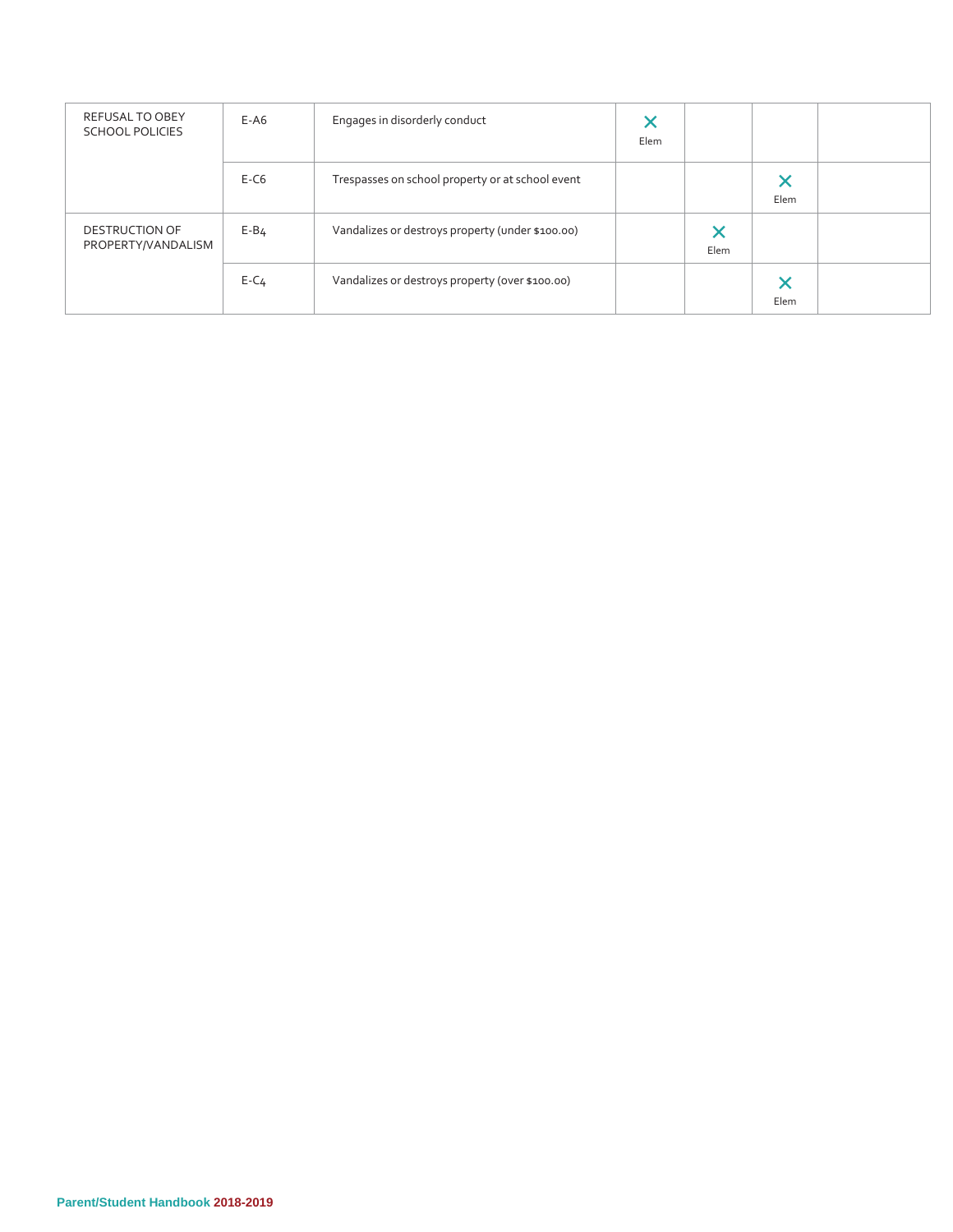| | | | | | | |
|---|---|---|---|---|---|---|
| REFUSAL TO OBEY SCHOOL POLICIES | E-A6 | Engages in disorderly conduct | ✕ Elem | | | |
| | E-C6 | Trespasses on school property or at school event | | | ✕ Elem | |
| DESTRUCTION OF PROPERTY/VANDALISM | E-B4 | Vandalizes or destroys property (under $100.00) | | ✕ Elem | | |
| | E-C4 | Vandalizes or destroys property (over $100.00) | | | ✕ Elem | |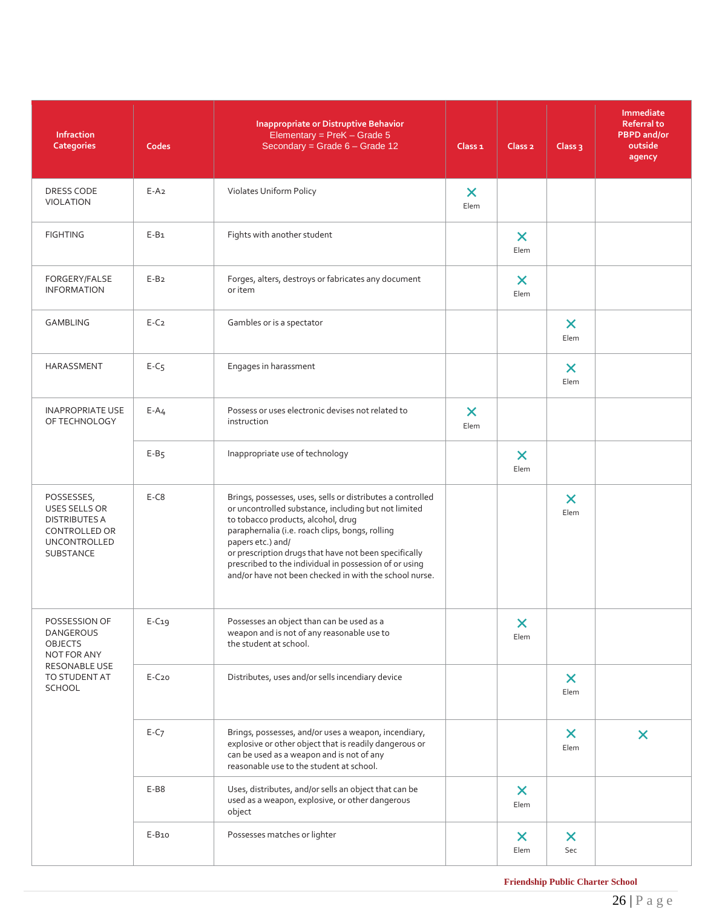| Infraction Categories | Codes | Inappropriate or Distruptive Behavior<br>Elementary = PreK – Grade 5<br>Secondary = Grade 6 – Grade 12 | Class 1 | Class 2 | Class 3 | Immediate Referral to PBPD and/or outside agency |
|---|---|---|---|---|---|---|
| DRESS CODE VIOLATION | E-A2 | Violates Uniform Policy | X Elem | | | |
| FIGHTING | E-B1 | Fights with another student | | X Elem | | |
| FORGERY/FALSE INFORMATION | E-B2 | Forges, alters, destroys or fabricates any document or item | | X Elem | | |
| GAMBLING | E-C2 | Gambles or is a spectator | | | X Elem | |
| HARASSMENT | E-C5 | Engages in harassment | | | X Elem | |
| INAPROPRIATE USE OF TECHNOLOGY | E-A4 | Possess or uses electronic devises not related to instruction | X Elem | | | |
| | E-B5 | Inappropriate use of technology | | X Elem | | |
| POSSESSES, USES SELLS OR DISTRIBUTES A CONTROLLED OR UNCONTROLLED SUBSTANCE | E-C8 | Brings, possesses, uses, sells or distributes a controlled or uncontrolled substance, including but not limited to tobacco products, alcohol, drug paraphernalia (i.e. roach clips, bongs, rolling papers etc.) and/ or prescription drugs that have not been specifically prescribed to the individual in possession of or using and/or have not been checked in with the school nurse. | | | X Elem | |
| POSSESSION OF DANGEROUS OBJECTS NOT FOR ANY RESONABLE USE TO STUDENT AT SCHOOL | E-C19 | Possesses an object than can be used as a weapon and is not of any reasonable use to the student at school. | | X Elem | | |
| | E-C20 | Distributes, uses and/or sells incendiary device | | | X Elem | |
| | E-C7 | Brings, possesses, and/or uses a weapon, incendiary, explosive or other object that is readily dangerous or can be used as a weapon and is not of any reasonable use to the student at school. | | | X Elem | X |
| | E-B8 | Uses, distributes, and/or sells an object that can be used as a weapon, explosive, or other dangerous object | | X Elem | | |
| | E-B10 | Possesses matches or lighter | | X Elem | X Sec | |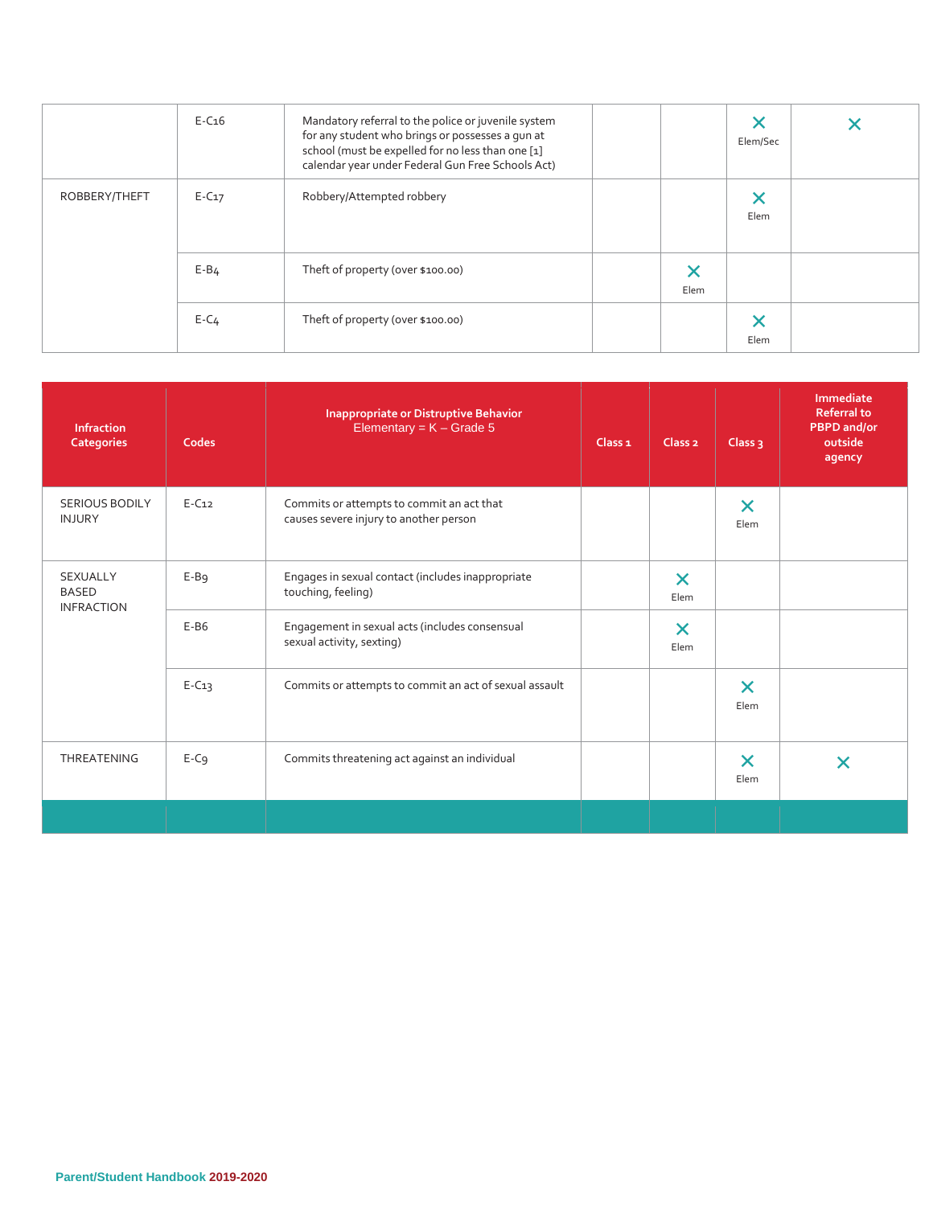| | | | | | | |
|---|---|---|---|---|---|---|
| | E-C16 | Mandatory referral to the police or juvenile system for any student who brings or possesses a gun at school (must be expelled for no less than one [1] calendar year under Federal Gun Free Schools Act) | | | ✕ Elem/Sec | ✕ |
| ROBBERY/THEFT | E-C17 | Robbery/Attempted robbery | | | ✕ Elem | |
| | E-B4 | Theft of property (over $100.00) | | ✕ Elem | | |
| | E-C4 | Theft of property (over $100.00) | | | ✕ Elem | |

| Infraction Categories | Codes | Inappropriate or Distruptive Behavior Elementary = K – Grade 5 | Class 1 | Class 2 | Class 3 | Immediate Referral to PBPD and/or outside agency |
|---|---|---|---|---|---|---|
| SERIOUS BODILY INJURY | E-C12 | Commits or attempts to commit an act that causes severe injury to another person | | | ✕ Elem | |
| SEXUALLY BASED INFRACTION | E-B9 | Engages in sexual contact (includes inappropriate touching, feeling) | | ✕ Elem | | |
| | E-B6 | Engagement in sexual acts (includes consensual sexual activity, sexting) | | ✕ Elem | | |
| | E-C13 | Commits or attempts to commit an act of sexual assault | | | ✕ Elem | |
| THREATENING | E-C9 | Commits threatening act against an individual | | | ✕ Elem | ✕ |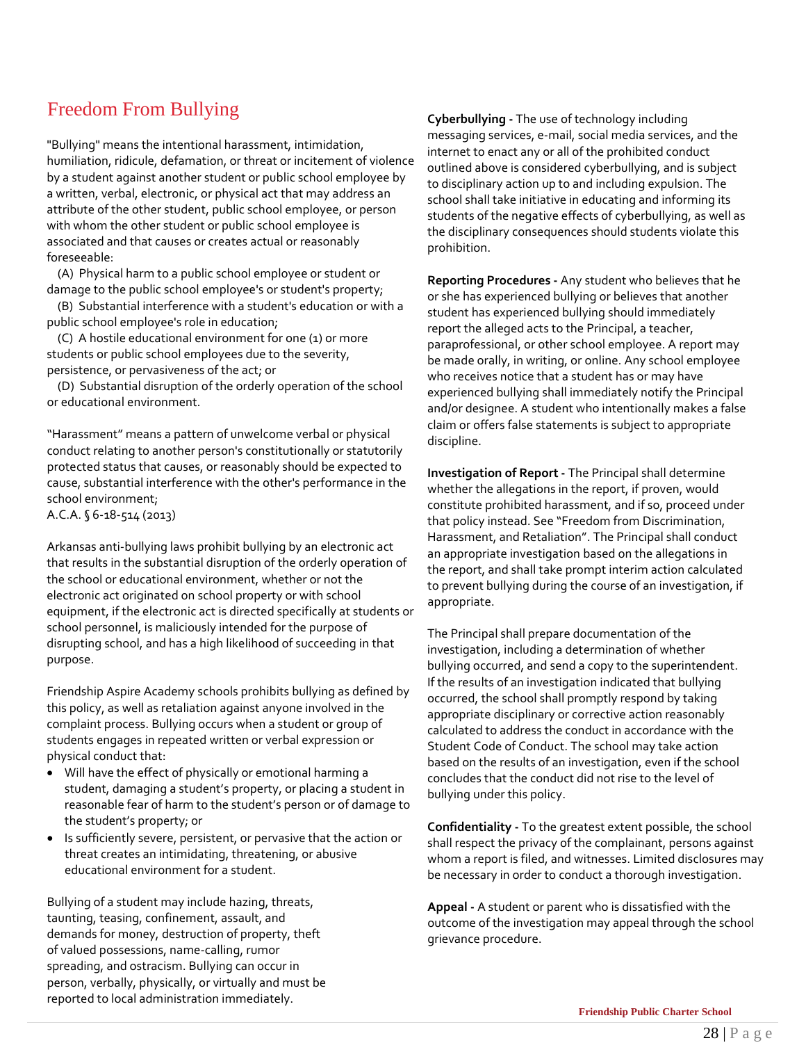# Freedom From Bullying

"Bullying" means the intentional harassment, intimidation, humiliation, ridicule, defamation, or threat or incitement of violence by a student against another student or public school employee by a written, verbal, electronic, or physical act that may address an attribute of the other student, public school employee, or person with whom the other student or public school employee is associated and that causes or creates actual or reasonably foreseeable:

(A) Physical harm to a public school employee or student or damage to the public school employee's or student's property;
(B) Substantial interference with a student's education or with a public school employee's role in education;
(C) A hostile educational environment for one (1) or more students or public school employees due to the severity, persistence, or pervasiveness of the act; or
(D) Substantial disruption of the orderly operation of the school or educational environment.

"Harassment" means a pattern of unwelcome verbal or physical conduct relating to another person's constitutionally or statutorily protected status that causes, or reasonably should be expected to cause, substantial interference with the other's performance in the school environment;
A.C.A. § 6-18-514 (2013)

Arkansas anti-bullying laws prohibit bullying by an electronic act that results in the substantial disruption of the orderly operation of the school or educational environment, whether or not the electronic act originated on school property or with school equipment, if the electronic act is directed specifically at students or school personnel, is maliciously intended for the purpose of disrupting school, and has a high likelihood of succeeding in that purpose.

Friendship Aspire Academy schools prohibits bullying as defined by this policy, as well as retaliation against anyone involved in the complaint process. Bullying occurs when a student or group of students engages in repeated written or verbal expression or physical conduct that:

- Will have the effect of physically or emotional harming a student, damaging a student's property, or placing a student in reasonable fear of harm to the student's person or of damage to the student's property; or
- Is sufficiently severe, persistent, or pervasive that the action or threat creates an intimidating, threatening, or abusive educational environment for a student.

Bullying of a student may include hazing, threats, taunting, teasing, confinement, assault, and demands for money, destruction of property, theft of valued possessions, name-calling, rumor spreading, and ostracism. Bullying can occur in person, verbally, physically, or virtually and must be reported to local administration immediately.

**Cyberbullying -** The use of technology including messaging services, e-mail, social media services, and the internet to enact any or all of the prohibited conduct outlined above is considered cyberbullying, and is subject to disciplinary action up to and including expulsion. The school shall take initiative in educating and informing its students of the negative effects of cyberbullying, as well as the disciplinary consequences should students violate this prohibition.

**Reporting Procedures -** Any student who believes that he or she has experienced bullying or believes that another student has experienced bullying should immediately report the alleged acts to the Principal, a teacher, paraprofessional, or other school employee. A report may be made orally, in writing, or online. Any school employee who receives notice that a student has or may have experienced bullying shall immediately notify the Principal and/or designee. A student who intentionally makes a false claim or offers false statements is subject to appropriate discipline.

**Investigation of Report -** The Principal shall determine whether the allegations in the report, if proven, would constitute prohibited harassment, and if so, proceed under that policy instead. See "Freedom from Discrimination, Harassment, and Retaliation". The Principal shall conduct an appropriate investigation based on the allegations in the report, and shall take prompt interim action calculated to prevent bullying during the course of an investigation, if appropriate.

The Principal shall prepare documentation of the investigation, including a determination of whether bullying occurred, and send a copy to the superintendent. If the results of an investigation indicated that bullying occurred, the school shall promptly respond by taking appropriate disciplinary or corrective action reasonably calculated to address the conduct in accordance with the Student Code of Conduct. The school may take action based on the results of an investigation, even if the school concludes that the conduct did not rise to the level of bullying under this policy.

**Confidentiality -** To the greatest extent possible, the school shall respect the privacy of the complainant, persons against whom a report is filed, and witnesses. Limited disclosures may be necessary in order to conduct a thorough investigation.

**Appeal -** A student or parent who is dissatisfied with the outcome of the investigation may appeal through the school grievance procedure.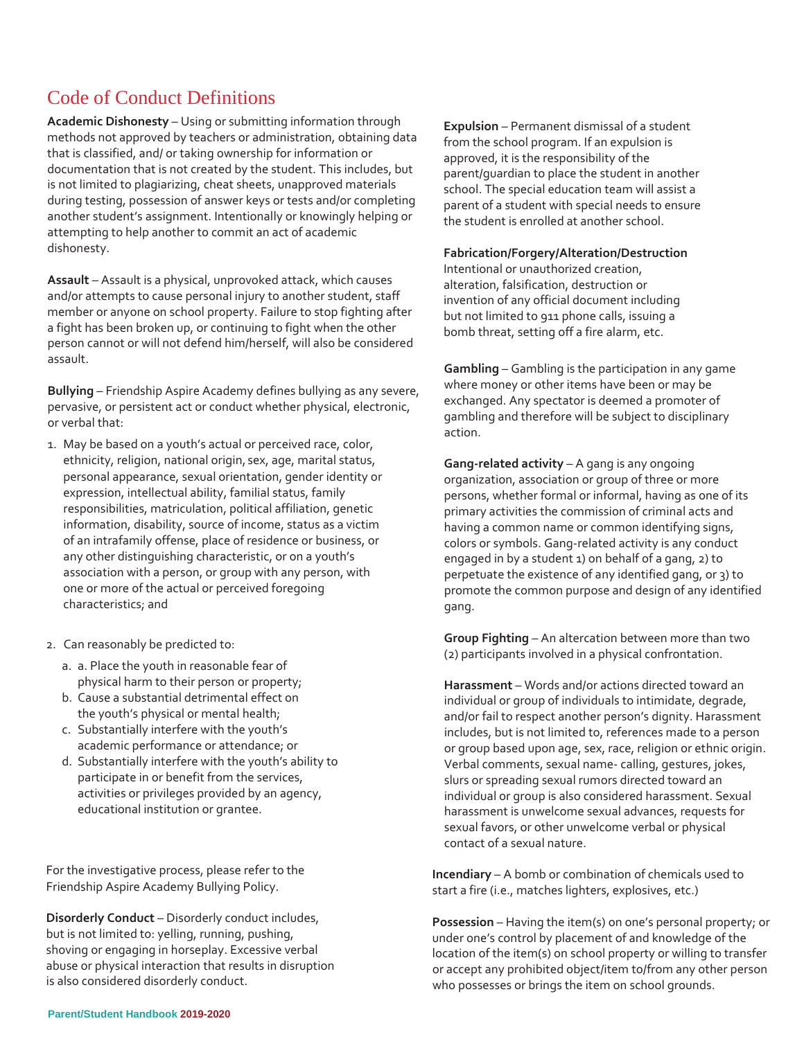# Code of Conduct Definitions

**Academic Dishonesty** – Using or submitting information through methods not approved by teachers or administration, obtaining data that is classified, and/ or taking ownership for information or documentation that is not created by the student. This includes, but is not limited to plagiarizing, cheat sheets, unapproved materials during testing, possession of answer keys or tests and/or completing another student's assignment. Intentionally or knowingly helping or attempting to help another to commit an act of academic dishonesty.

**Assault** – Assault is a physical, unprovoked attack, which causes and/or attempts to cause personal injury to another student, staff member or anyone on school property. Failure to stop fighting after a fight has been broken up, or continuing to fight when the other person cannot or will not defend him/herself, will also be considered assault.

**Bullying** – Friendship Aspire Academy defines bullying as any severe, pervasive, or persistent act or conduct whether physical, electronic, or verbal that:

1. May be based on a youth's actual or perceived race, color, ethnicity, religion, national origin, sex, age, marital status, personal appearance, sexual orientation, gender identity or expression, intellectual ability, familial status, family responsibilities, matriculation, political affiliation, genetic information, disability, source of income, status as a victim of an intrafamily offense, place of residence or business, or any other distinguishing characteristic, or on a youth's association with a person, or group with any person, with one or more of the actual or perceived foregoing characteristics; and

2. Can reasonably be predicted to:
   a. a. Place the youth in reasonable fear of physical harm to their person or property;
   b. Cause a substantial detrimental effect on the youth's physical or mental health;
   c. Substantially interfere with the youth's academic performance or attendance; or
   d. Substantially interfere with the youth's ability to participate in or benefit from the services, activities or privileges provided by an agency, educational institution or grantee.

For the investigative process, please refer to the Friendship Aspire Academy Bullying Policy.

**Disorderly Conduct** – Disorderly conduct includes, but is not limited to: yelling, running, pushing, shoving or engaging in horseplay. Excessive verbal abuse or physical interaction that results in disruption is also considered disorderly conduct.

**Expulsion** – Permanent dismissal of a student from the school program. If an expulsion is approved, it is the responsibility of the parent/guardian to place the student in another school. The special education team will assist a parent of a student with special needs to ensure the student is enrolled at another school.

**Fabrication/Forgery/Alteration/Destruction**
Intentional or unauthorized creation, alteration, falsification, destruction or invention of any official document including but not limited to 911 phone calls, issuing a bomb threat, setting off a fire alarm, etc.

**Gambling** – Gambling is the participation in any game where money or other items have been or may be exchanged. Any spectator is deemed a promoter of gambling and therefore will be subject to disciplinary action.

**Gang-related activity** – A gang is any ongoing organization, association or group of three or more persons, whether formal or informal, having as one of its primary activities the commission of criminal acts and having a common name or common identifying signs, colors or symbols. Gang-related activity is any conduct engaged in by a student 1) on behalf of a gang, 2) to perpetuate the existence of any identified gang, or 3) to promote the common purpose and design of any identified gang.

**Group Fighting** – An altercation between more than two (2) participants involved in a physical confrontation.

**Harassment** – Words and/or actions directed toward an individual or group of individuals to intimidate, degrade, and/or fail to respect another person's dignity. Harassment includes, but is not limited to, references made to a person or group based upon age, sex, race, religion or ethnic origin. Verbal comments, sexual name- calling, gestures, jokes, slurs or spreading sexual rumors directed toward an individual or group is also considered harassment. Sexual harassment is unwelcome sexual advances, requests for sexual favors, or other unwelcome verbal or physical contact of a sexual nature.

**Incendiary** – A bomb or combination of chemicals used to start a fire (i.e., matches lighters, explosives, etc.)

**Possession** – Having the item(s) on one's personal property; or under one's control by placement of and knowledge of the location of the item(s) on school property or willing to transfer or accept any prohibited object/item to/from any other person who possesses or brings the item on school grounds.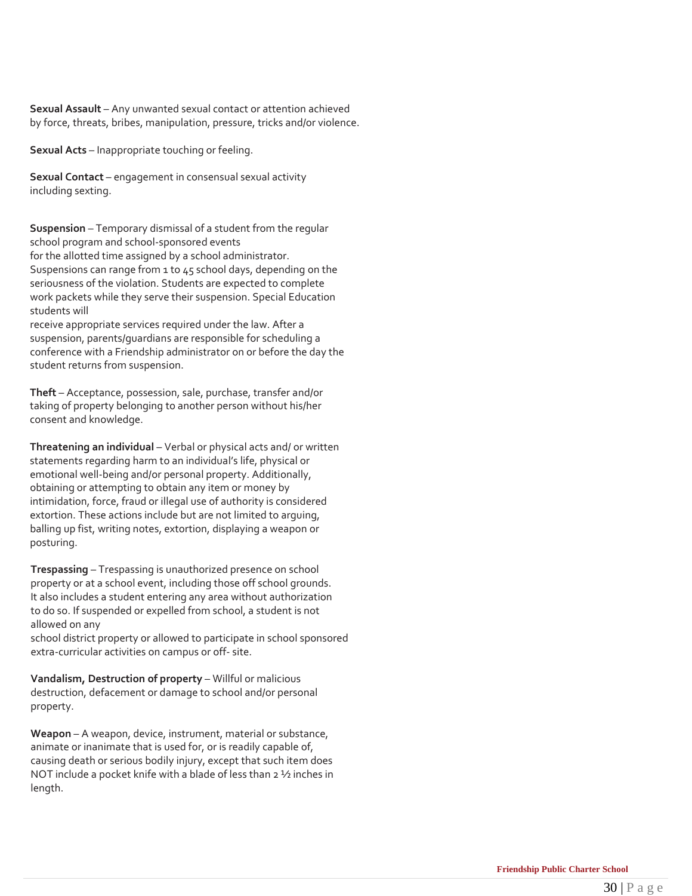**Sexual Assault** – Any unwanted sexual contact or attention achieved by force, threats, bribes, manipulation, pressure, tricks and/or violence.

**Sexual Acts** – Inappropriate touching or feeling.

**Sexual Contact** – engagement in consensual sexual activity including sexting.

**Suspension** – Temporary dismissal of a student from the regular school program and school-sponsored events for the allotted time assigned by a school administrator. Suspensions can range from 1 to 45 school days, depending on the seriousness of the violation. Students are expected to complete work packets while they serve their suspension. Special Education students will receive appropriate services required under the law. After a suspension, parents/guardians are responsible for scheduling a conference with a Friendship administrator on or before the day the student returns from suspension.

**Theft** – Acceptance, possession, sale, purchase, transfer and/or taking of property belonging to another person without his/her consent and knowledge.

**Threatening an individual** – Verbal or physical acts and/ or written statements regarding harm to an individual's life, physical or emotional well-being and/or personal property. Additionally, obtaining or attempting to obtain any item or money by intimidation, force, fraud or illegal use of authority is considered extortion. These actions include but are not limited to arguing, balling up fist, writing notes, extortion, displaying a weapon or posturing.

**Trespassing** – Trespassing is unauthorized presence on school property or at a school event, including those off school grounds. It also includes a student entering any area without authorization to do so. If suspended or expelled from school, a student is not allowed on any school district property or allowed to participate in school sponsored extra-curricular activities on campus or off- site.

**Vandalism, Destruction of property** – Willful or malicious destruction, defacement or damage to school and/or personal property.

**Weapon** – A weapon, device, instrument, material or substance, animate or inanimate that is used for, or is readily capable of, causing death or serious bodily injury, except that such item does NOT include a pocket knife with a blade of less than 2 ½ inches in length.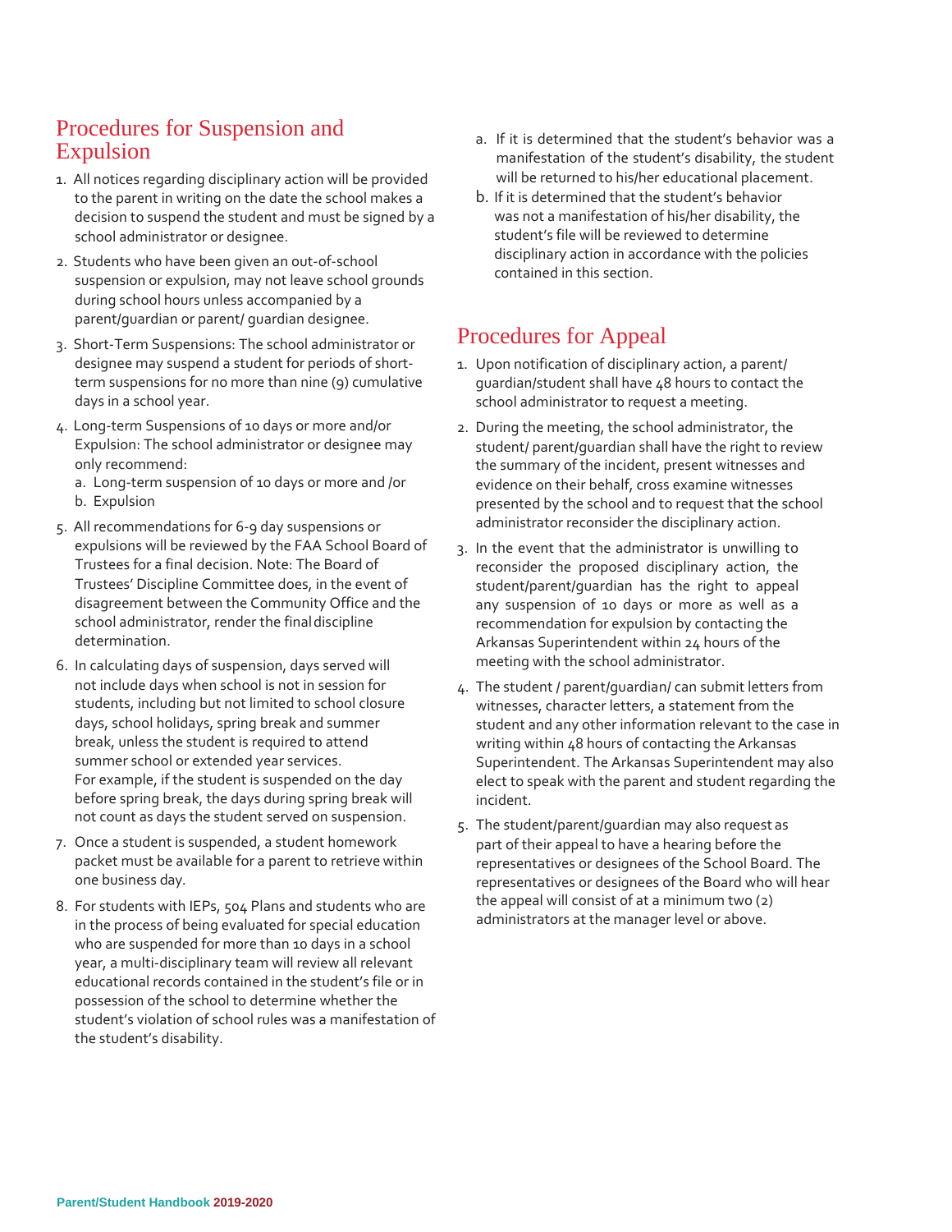## Procedures for Suspension and Expulsion

1. All notices regarding disciplinary action will be provided to the parent in writing on the date the school makes a decision to suspend the student and must be signed by a school administrator or designee.
2. Students who have been given an out-of-school suspension or expulsion, may not leave school grounds during school hours unless accompanied by a parent/guardian or parent/ guardian designee.
3. Short-Term Suspensions: The school administrator or designee may suspend a student for periods of short-term suspensions for no more than nine (9) cumulative days in a school year.
4. Long-term Suspensions of 10 days or more and/or Expulsion: The school administrator or designee may only recommend:
   a. Long-term suspension of 10 days or more and /or
   b. Expulsion
5. All recommendations for 6-9 day suspensions or expulsions will be reviewed by the FAA School Board of Trustees for a final decision. Note: The Board of Trustees' Discipline Committee does, in the event of disagreement between the Community Office and the school administrator, render the final discipline determination.
6. In calculating days of suspension, days served will not include days when school is not in session for students, including but not limited to school closure days, school holidays, spring break and summer break, unless the student is required to attend summer school or extended year services.
   For example, if the student is suspended on the day before spring break, the days during spring break will not count as days the student served on suspension.
7. Once a student is suspended, a student homework packet must be available for a parent to retrieve within one business day.
8. For students with IEPs, 504 Plans and students who are in the process of being evaluated for special education who are suspended for more than 10 days in a school year, a multi-disciplinary team will review all relevant educational records contained in the student's file or in possession of the school to determine whether the student's violation of school rules was a manifestation of the student's disability.
   a. If it is determined that the student's behavior was a manifestation of the student's disability, the student will be returned to his/her educational placement.
   b. If it is determined that the student's behavior was not a manifestation of his/her disability, the student's file will be reviewed to determine disciplinary action in accordance with the policies contained in this section.

## Procedures for Appeal

1. Upon notification of disciplinary action, a parent/ guardian/student shall have 48 hours to contact the school administrator to request a meeting.
2. During the meeting, the school administrator, the student/ parent/guardian shall have the right to review the summary of the incident, present witnesses and evidence on their behalf, cross examine witnesses presented by the school and to request that the school administrator reconsider the disciplinary action.
3. In the event that the administrator is unwilling to reconsider the proposed disciplinary action, the student/parent/guardian has the right to appeal any suspension of 10 days or more as well as a recommendation for expulsion by contacting the Arkansas Superintendent within 24 hours of the meeting with the school administrator.
4. The student / parent/guardian/ can submit letters from witnesses, character letters, a statement from the student and any other information relevant to the case in writing within 48 hours of contacting the Arkansas Superintendent. The Arkansas Superintendent may also elect to speak with the parent and student regarding the incident.
5. The student/parent/guardian may also request as part of their appeal to have a hearing before the representatives or designees of the School Board. The representatives or designees of the Board who will hear the appeal will consist of at a minimum two (2) administrators at the manager level or above.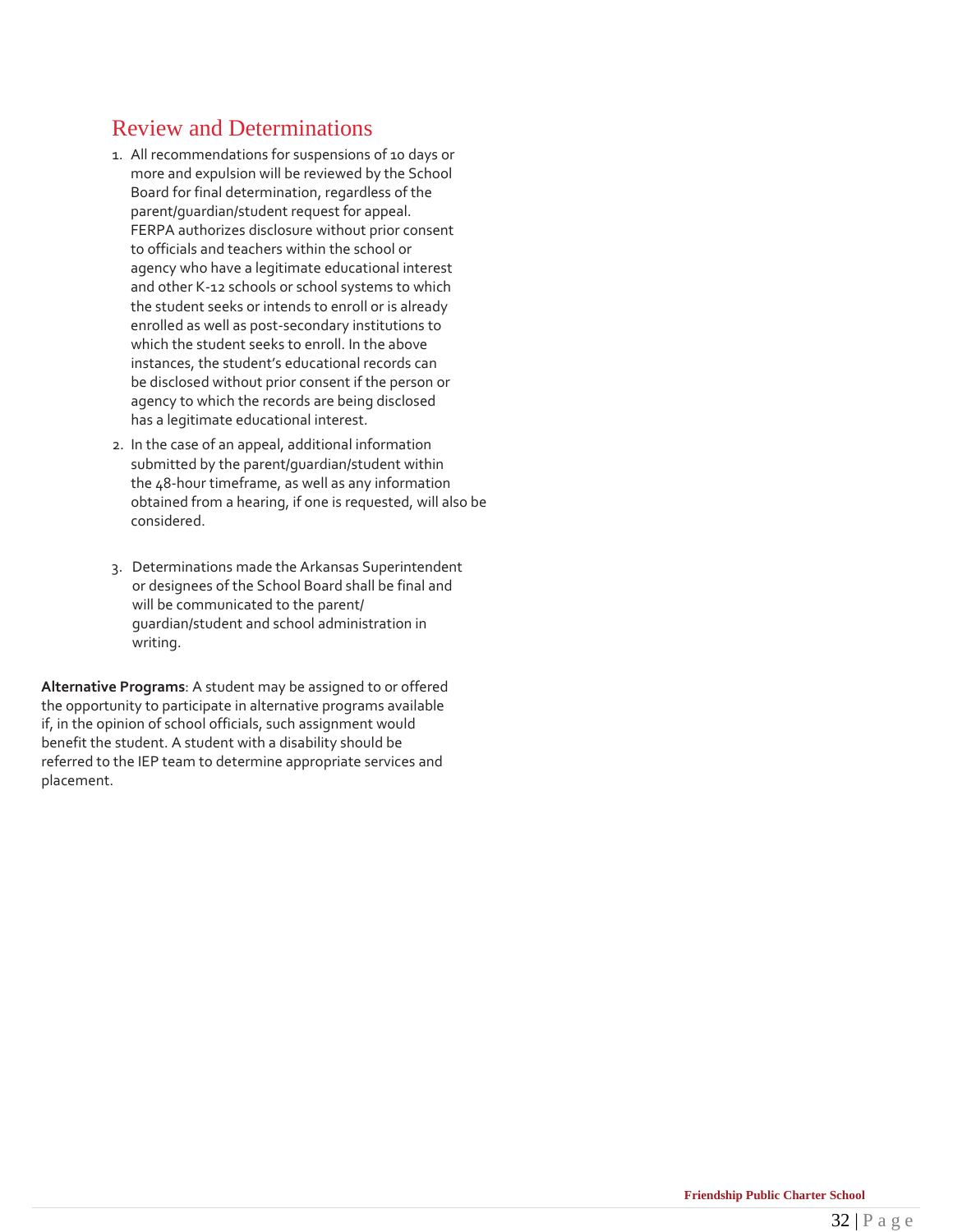## Review and Determinations

1. All recommendations for suspensions of 10 days or more and expulsion will be reviewed by the School Board for final determination, regardless of the parent/guardian/student request for appeal. FERPA authorizes disclosure without prior consent to officials and teachers within the school or agency who have a legitimate educational interest and other K-12 schools or school systems to which the student seeks or intends to enroll or is already enrolled as well as post-secondary institutions to which the student seeks to enroll. In the above instances, the student's educational records can be disclosed without prior consent if the person or agency to which the records are being disclosed has a legitimate educational interest.
2. In the case of an appeal, additional information submitted by the parent/guardian/student within the 48-hour timeframe, as well as any information obtained from a hearing, if one is requested, will also be considered.
3. Determinations made the Arkansas Superintendent or designees of the School Board shall be final and will be communicated to the parent/guardian/student and school administration in writing.

**Alternative Programs**: A student may be assigned to or offered the opportunity to participate in alternative programs available if, in the opinion of school officials, such assignment would benefit the student. A student with a disability should be referred to the IEP team to determine appropriate services and placement.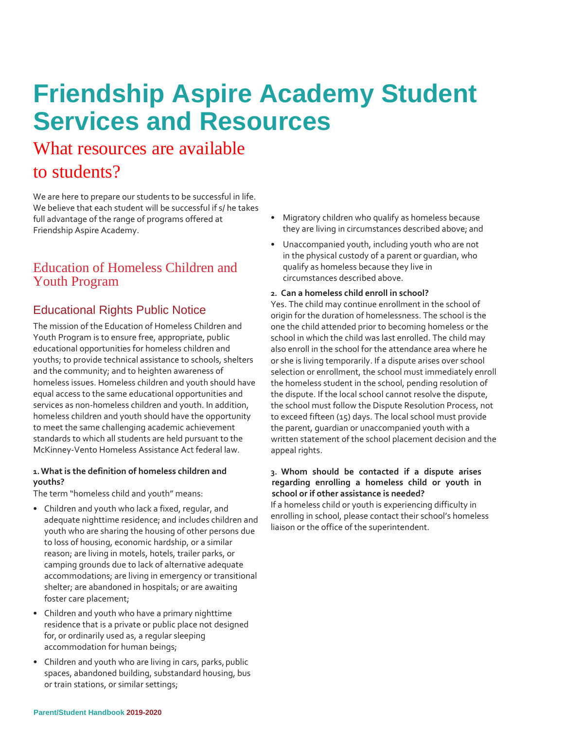# Friendship Aspire Academy Student Services and Resources

## What resources are available to students?

We are here to prepare our students to be successful in life. We believe that each student will be successful if s/ he takes full advantage of the range of programs offered at Friendship Aspire Academy.

## Education of Homeless Children and Youth Program

### Educational Rights Public Notice

The mission of the Education of Homeless Children and Youth Program is to ensure free, appropriate, public educational opportunities for homeless children and youths; to provide technical assistance to schools, shelters and the community; and to heighten awareness of homeless issues. Homeless children and youth should have equal access to the same educational opportunities and services as non-homeless children and youth. In addition, homeless children and youth should have the opportunity to meet the same challenging academic achievement standards to which all students are held pursuant to the McKinney-Vento Homeless Assistance Act federal law.

**1. What is the definition of homeless children and youths?**

The term "homeless child and youth" means:

- Children and youth who lack a fixed, regular, and adequate nighttime residence; and includes children and youth who are sharing the housing of other persons due to loss of housing, economic hardship, or a similar reason; are living in motels, hotels, trailer parks, or camping grounds due to lack of alternative adequate accommodations; are living in emergency or transitional shelter; are abandoned in hospitals; or are awaiting foster care placement;
- Children and youth who have a primary nighttime residence that is a private or public place not designed for, or ordinarily used as, a regular sleeping accommodation for human beings;
- Children and youth who are living in cars, parks, public spaces, abandoned building, substandard housing, bus or train stations, or similar settings;
- Migratory children who qualify as homeless because they are living in circumstances described above; and
- Unaccompanied youth, including youth who are not in the physical custody of a parent or guardian, who qualify as homeless because they live in circumstances described above.

**2. Can a homeless child enroll in school?**

Yes. The child may continue enrollment in the school of origin for the duration of homelessness. The school is the one the child attended prior to becoming homeless or the school in which the child was last enrolled. The child may also enroll in the school for the attendance area where he or she is living temporarily. If a dispute arises over school selection or enrollment, the school must immediately enroll the homeless student in the school, pending resolution of the dispute. If the local school cannot resolve the dispute, the school must follow the Dispute Resolution Process, not to exceed fifteen (15) days. The local school must provide the parent, guardian or unaccompanied youth with a written statement of the school placement decision and the appeal rights.

**3. Whom should be contacted if a dispute arises regarding enrolling a homeless child or youth in school or if other assistance is needed?**

If a homeless child or youth is experiencing difficulty in enrolling in school, please contact their school's homeless liaison or the office of the superintendent.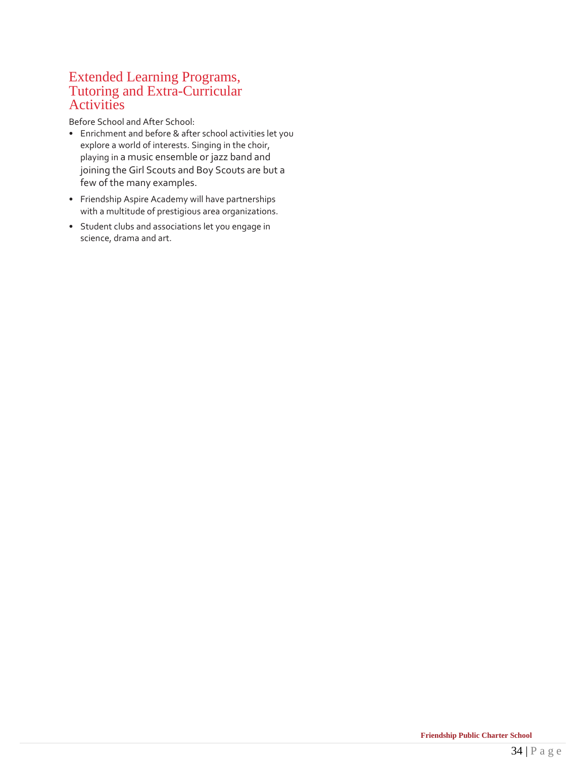## Extended Learning Programs, Tutoring and Extra-Curricular Activities

Before School and After School:

- Enrichment and before & after school activities let you explore a world of interests. Singing in the choir, playing in a music ensemble or jazz band and joining the Girl Scouts and Boy Scouts are but a few of the many examples.
- Friendship Aspire Academy will have partnerships with a multitude of prestigious area organizations.
- Student clubs and associations let you engage in science, drama and art.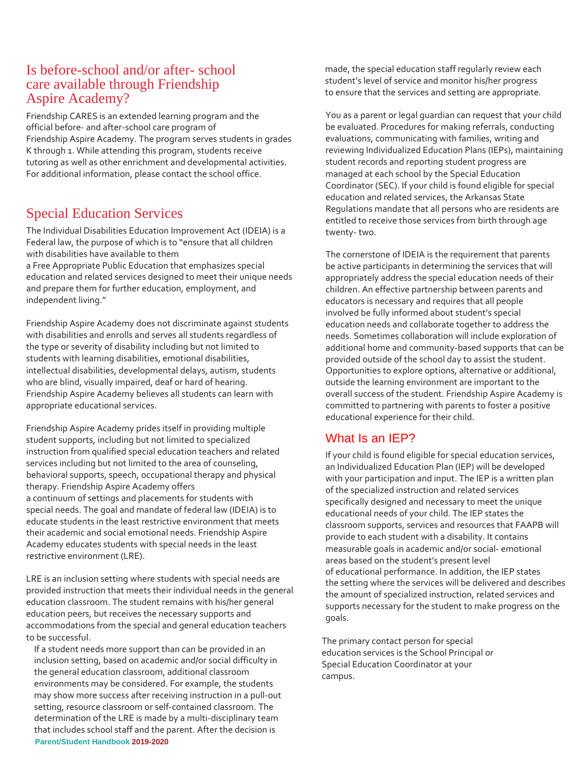## Is before-school and/or after- school care available through Friendship Aspire Academy?

Friendship CARES is an extended learning program and the official before- and after-school care program of Friendship Aspire Academy. The program serves students in grades K through 1. While attending this program, students receive tutoring as well as other enrichment and developmental activities. For additional information, please contact the school office.

## Special Education Services

The Individual Disabilities Education Improvement Act (IDEIA) is a Federal law, the purpose of which is to "ensure that all children with disabilities have available to them a Free Appropriate Public Education that emphasizes special education and related services designed to meet their unique needs and prepare them for further education, employment, and independent living."

Friendship Aspire Academy does not discriminate against students with disabilities and enrolls and serves all students regardless of the type or severity of disability including but not limited to students with learning disabilities, emotional disabilities, intellectual disabilities, developmental delays, autism, students who are blind, visually impaired, deaf or hard of hearing. Friendship Aspire Academy believes all students can learn with appropriate educational services.

Friendship Aspire Academy prides itself in providing multiple student supports, including but not limited to specialized instruction from qualified special education teachers and related services including but not limited to the area of counseling, behavioral supports, speech, occupational therapy and physical therapy. Friendship Aspire Academy offers a continuum of settings and placements for students with special needs. The goal and mandate of federal law (IDEIA) is to educate students in the least restrictive environment that meets their academic and social emotional needs. Friendship Aspire Academy educates students with special needs in the least restrictive environment (LRE).

LRE is an inclusion setting where students with special needs are provided instruction that meets their individual needs in the general education classroom. The student remains with his/her general education peers, but receives the necessary supports and accommodations from the special and general education teachers to be successful.

If a student needs more support than can be provided in an inclusion setting, based on academic and/or social difficulty in the general education classroom, additional classroom environments may be considered. For example, the students may show more success after receiving instruction in a pull-out setting, resource classroom or self-contained classroom. The determination of the LRE is made by a multi-disciplinary team that includes school staff and the parent. After the decision is made, the special education staff regularly review each student's level of service and monitor his/her progress to ensure that the services and setting are appropriate.

You as a parent or legal guardian can request that your child be evaluated. Procedures for making referrals, conducting evaluations, communicating with families, writing and reviewing Individualized Education Plans (IEPs), maintaining student records and reporting student progress are managed at each school by the Special Education Coordinator (SEC). If your child is found eligible for special education and related services, the Arkansas State Regulations mandate that all persons who are residents are entitled to receive those services from birth through age twenty- two.

The cornerstone of IDEIA is the requirement that parents be active participants in determining the services that will appropriately address the special education needs of their children. An effective partnership between parents and educators is necessary and requires that all people involved be fully informed about student's special education needs and collaborate together to address the needs. Sometimes collaboration will include exploration of additional home and community-based supports that can be provided outside of the school day to assist the student. Opportunities to explore options, alternative or additional, outside the learning environment are important to the overall success of the student. Friendship Aspire Academy is committed to partnering with parents to foster a positive educational experience for their child.

### What Is an IEP?

If your child is found eligible for special education services, an Individualized Education Plan (IEP) will be developed with your participation and input. The IEP is a written plan of the specialized instruction and related services specifically designed and necessary to meet the unique educational needs of your child. The IEP states the classroom supports, services and resources that FAAPB will provide to each student with a disability. It contains measurable goals in academic and/or social- emotional areas based on the student's present level of educational performance. In addition, the IEP states the setting where the services will be delivered and describes the amount of specialized instruction, related services and supports necessary for the student to make progress on the goals.

The primary contact person for special education services is the School Principal or Special Education Coordinator at your campus.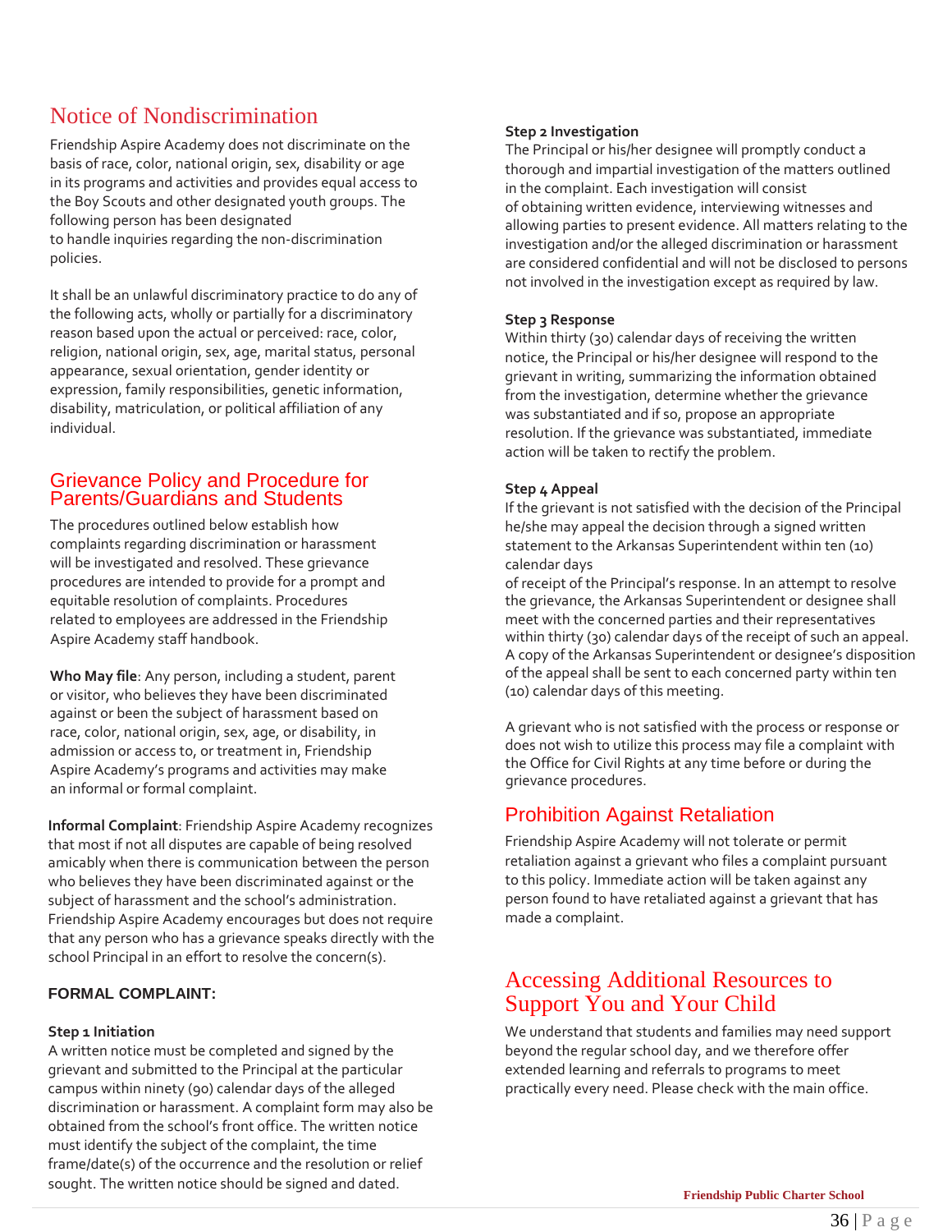## Notice of Nondiscrimination

Friendship Aspire Academy does not discriminate on the basis of race, color, national origin, sex, disability or age in its programs and activities and provides equal access to the Boy Scouts and other designated youth groups. The following person has been designated to handle inquiries regarding the non-discrimination policies.

It shall be an unlawful discriminatory practice to do any of the following acts, wholly or partially for a discriminatory reason based upon the actual or perceived: race, color, religion, national origin, sex, age, marital status, personal appearance, sexual orientation, gender identity or expression, family responsibilities, genetic information, disability, matriculation, or political affiliation of any individual.

## Grievance Policy and Procedure for Parents/Guardians and Students

The procedures outlined below establish how complaints regarding discrimination or harassment will be investigated and resolved. These grievance procedures are intended to provide for a prompt and equitable resolution of complaints. Procedures related to employees are addressed in the Friendship Aspire Academy staff handbook.

**Who May file**: Any person, including a student, parent or visitor, who believes they have been discriminated against or been the subject of harassment based on race, color, national origin, sex, age, or disability, in admission or access to, or treatment in, Friendship Aspire Academy's programs and activities may make an informal or formal complaint.

**Informal Complaint**: Friendship Aspire Academy recognizes that most if not all disputes are capable of being resolved amicably when there is communication between the person who believes they have been discriminated against or the subject of harassment and the school's administration. Friendship Aspire Academy encourages but does not require that any person who has a grievance speaks directly with the school Principal in an effort to resolve the concern(s).

### FORMAL COMPLAINT:

**Step 1 Initiation**
A written notice must be completed and signed by the grievant and submitted to the Principal at the particular campus within ninety (90) calendar days of the alleged discrimination or harassment. A complaint form may also be obtained from the school's front office. The written notice must identify the subject of the complaint, the time frame/date(s) of the occurrence and the resolution or relief sought. The written notice should be signed and dated.

**Step 2 Investigation**
The Principal or his/her designee will promptly conduct a thorough and impartial investigation of the matters outlined in the complaint. Each investigation will consist of obtaining written evidence, interviewing witnesses and allowing parties to present evidence. All matters relating to the investigation and/or the alleged discrimination or harassment are considered confidential and will not be disclosed to persons not involved in the investigation except as required by law.

**Step 3 Response**
Within thirty (30) calendar days of receiving the written notice, the Principal or his/her designee will respond to the grievant in writing, summarizing the information obtained from the investigation, determine whether the grievance was substantiated and if so, propose an appropriate resolution. If the grievance was substantiated, immediate action will be taken to rectify the problem.

**Step 4 Appeal**
If the grievant is not satisfied with the decision of the Principal he/she may appeal the decision through a signed written statement to the Arkansas Superintendent within ten (10) calendar days of receipt of the Principal's response. In an attempt to resolve the grievance, the Arkansas Superintendent or designee shall meet with the concerned parties and their representatives within thirty (30) calendar days of the receipt of such an appeal. A copy of the Arkansas Superintendent or designee's disposition of the appeal shall be sent to each concerned party within ten (10) calendar days of this meeting.

A grievant who is not satisfied with the process or response or does not wish to utilize this process may file a complaint with the Office for Civil Rights at any time before or during the grievance procedures.

## Prohibition Against Retaliation

Friendship Aspire Academy will not tolerate or permit retaliation against a grievant who files a complaint pursuant to this policy. Immediate action will be taken against any person found to have retaliated against a grievant that has made a complaint.

## Accessing Additional Resources to Support You and Your Child

We understand that students and families may need support beyond the regular school day, and we therefore offer extended learning and referrals to programs to meet practically every need. Please check with the main office.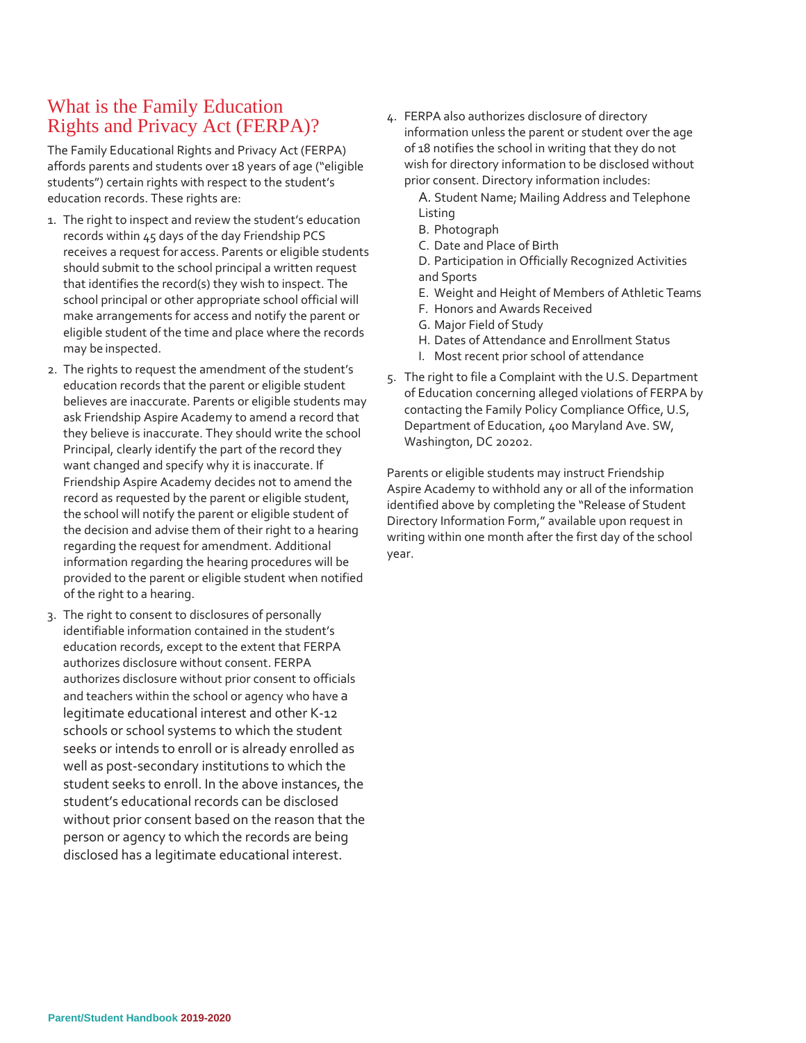## What is the Family Education Rights and Privacy Act (FERPA)?

The Family Educational Rights and Privacy Act (FERPA) affords parents and students over 18 years of age ("eligible students") certain rights with respect to the student's education records. These rights are:

1. The right to inspect and review the student's education records within 45 days of the day Friendship PCS receives a request for access. Parents or eligible students should submit to the school principal a written request that identifies the record(s) they wish to inspect. The school principal or other appropriate school official will make arrangements for access and notify the parent or eligible student of the time and place where the records may be inspected.
2. The rights to request the amendment of the student's education records that the parent or eligible student believes are inaccurate. Parents or eligible students may ask Friendship Aspire Academy to amend a record that they believe is inaccurate. They should write the school Principal, clearly identify the part of the record they want changed and specify why it is inaccurate. If Friendship Aspire Academy decides not to amend the record as requested by the parent or eligible student, the school will notify the parent or eligible student of the decision and advise them of their right to a hearing regarding the request for amendment. Additional information regarding the hearing procedures will be provided to the parent or eligible student when notified of the right to a hearing.
3. The right to consent to disclosures of personally identifiable information contained in the student's education records, except to the extent that FERPA authorizes disclosure without consent. FERPA authorizes disclosure without prior consent to officials and teachers within the school or agency who have a legitimate educational interest and other K-12 schools or school systems to which the student seeks or intends to enroll or is already enrolled as well as post-secondary institutions to which the student seeks to enroll. In the above instances, the student's educational records can be disclosed without prior consent based on the reason that the person or agency to which the records are being disclosed has a legitimate educational interest.
4. FERPA also authorizes disclosure of directory information unless the parent or student over the age of 18 notifies the school in writing that they do not wish for directory information to be disclosed without prior consent. Directory information includes:
   - A. Student Name; Mailing Address and Telephone Listing
   - B. Photograph
   - C. Date and Place of Birth
   - D. Participation in Officially Recognized Activities and Sports
   - E. Weight and Height of Members of Athletic Teams
   - F. Honors and Awards Received
   - G. Major Field of Study
   - H. Dates of Attendance and Enrollment Status
   - I. Most recent prior school of attendance
5. The right to file a Complaint with the U.S. Department of Education concerning alleged violations of FERPA by contacting the Family Policy Compliance Office, U.S, Department of Education, 400 Maryland Ave. SW, Washington, DC 20202.

Parents or eligible students may instruct Friendship Aspire Academy to withhold any or all of the information identified above by completing the "Release of Student Directory Information Form," available upon request in writing within one month after the first day of the school year.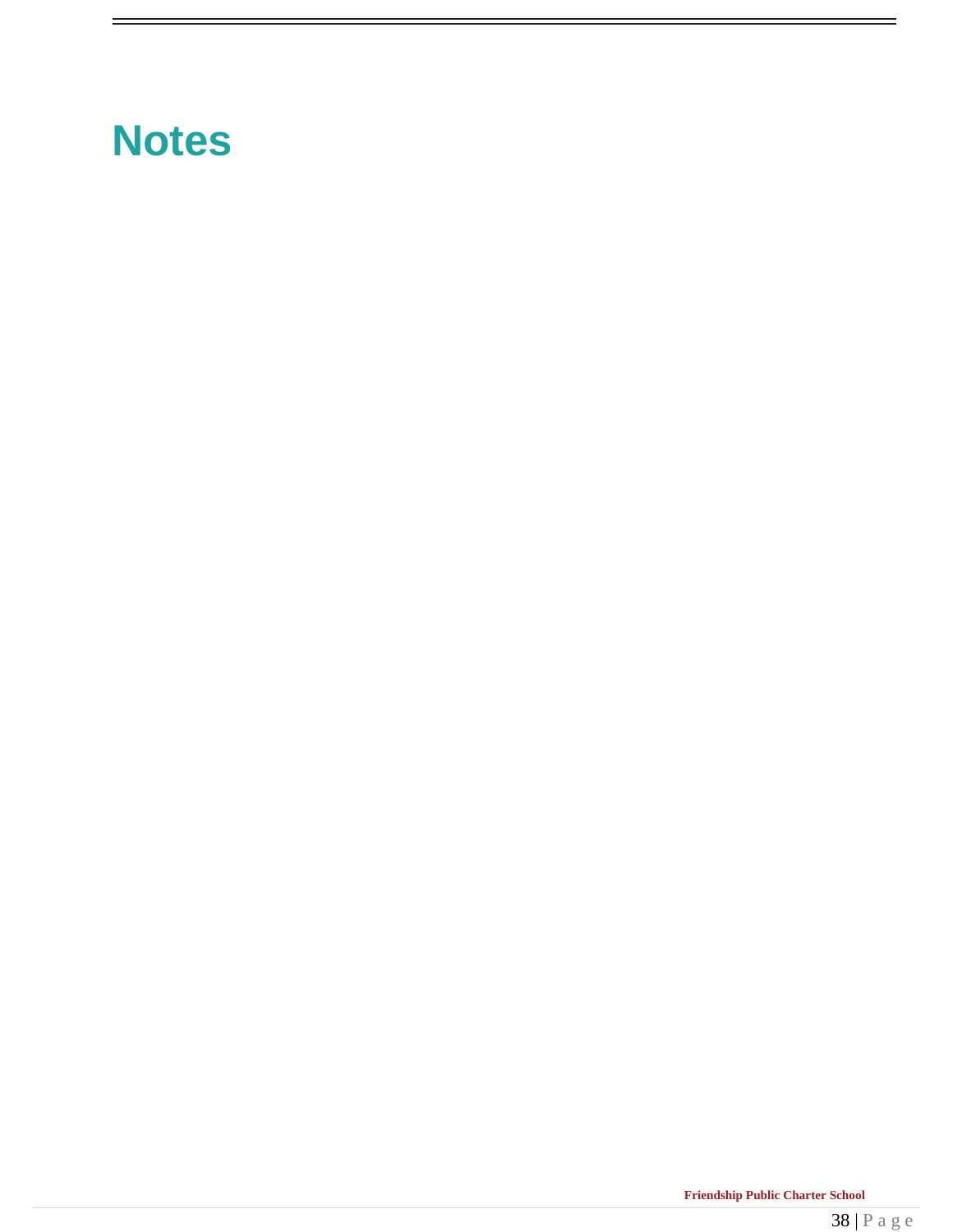# Notes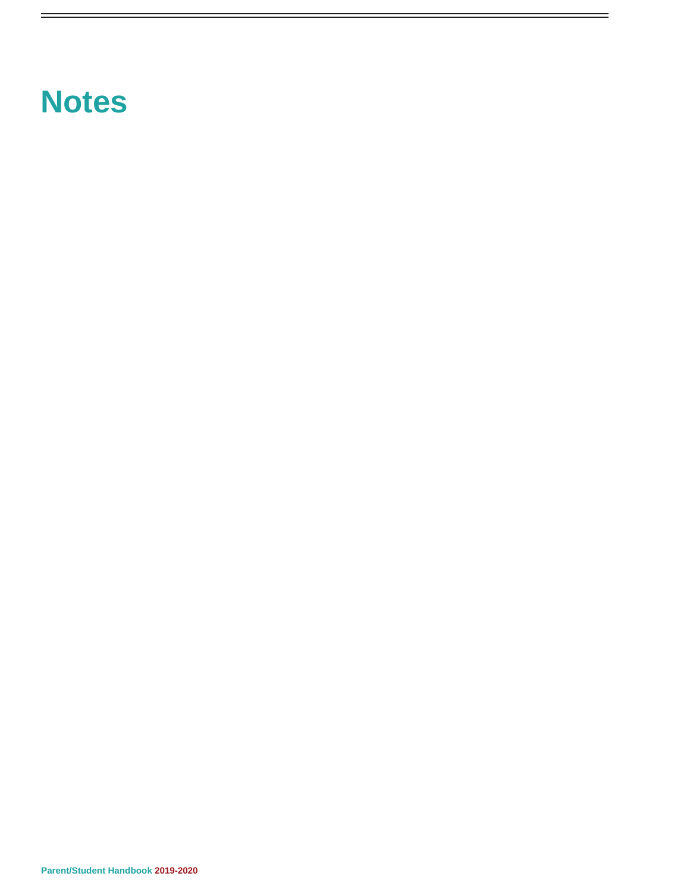# Notes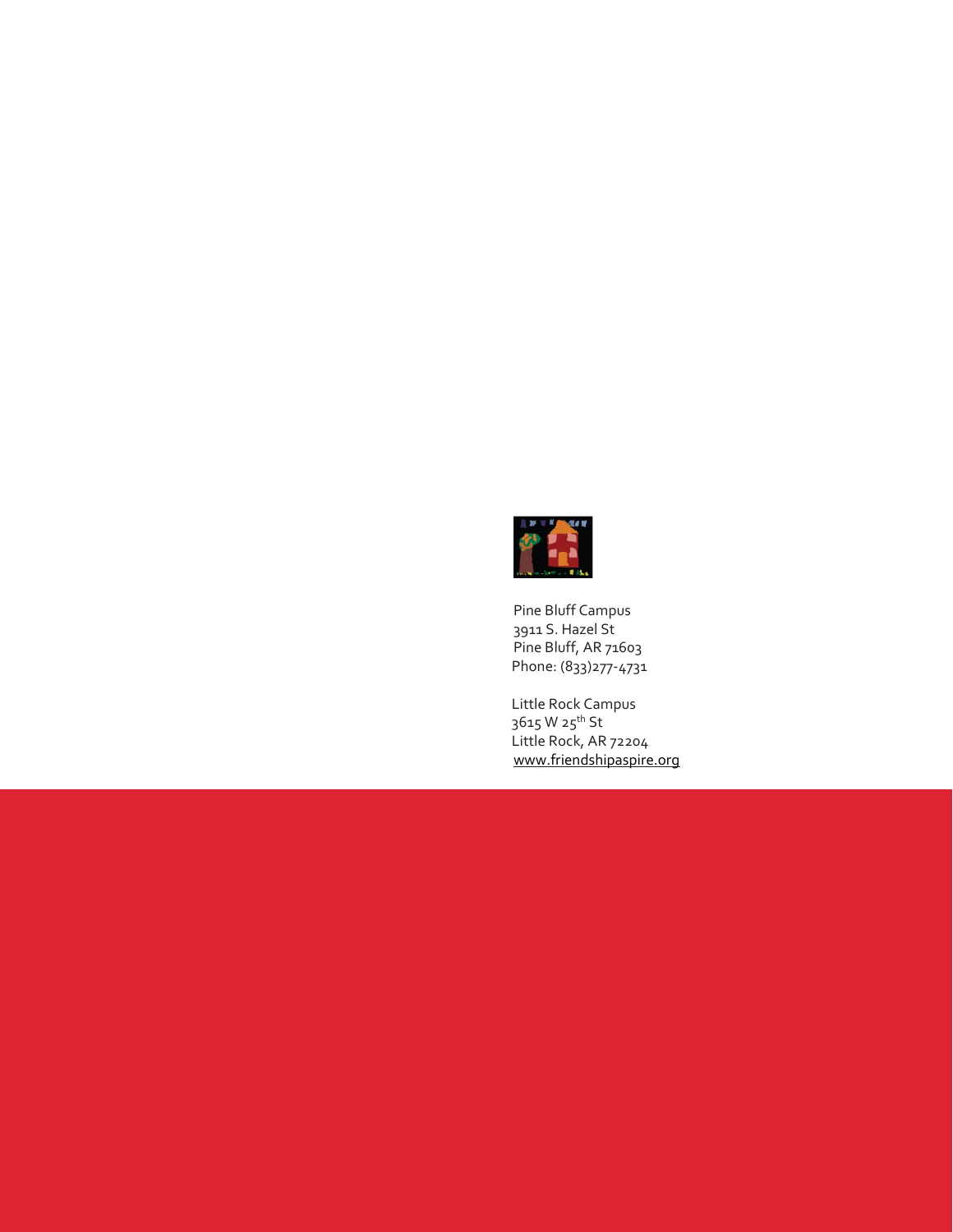Pine Bluff Campus
3911 S. Hazel St
Pine Bluff, AR 71603
Phone: (833)277-4731

Little Rock Campus
3615 W 25th St
Little Rock, AR 72204
www.friendshipaspire.org